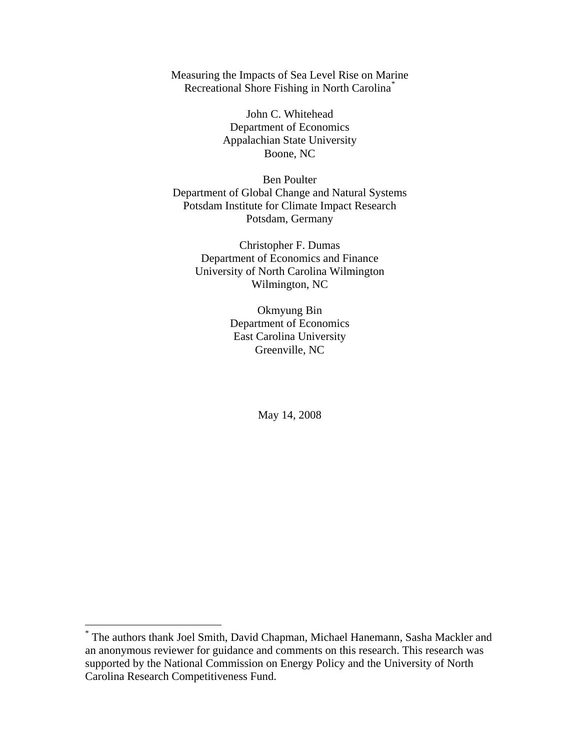# Measuring the Impacts of Sea Level Rise on Marine Recreational Shore Fishing in North Carolina[*]

John C. Whitehead
Department of Economics
Appalachian State University
Boone, NC

Ben Poulter
Department of Global Change and Natural Systems
Potsdam Institute for Climate Impact Research
Potsdam, Germany

Christopher F. Dumas
Department of Economics and Finance
University of North Carolina Wilmington
Wilmington, NC

Okmyung Bin
Department of Economics
East Carolina University
Greenville, NC

May 14, 2008

---

[*] The authors thank Joel Smith, David Chapman, Michael Hanemann, Sasha Mackler and an anonymous reviewer for guidance and comments on this research. This research was supported by the National Commission on Energy Policy and the University of North Carolina Research Competitiveness Fund.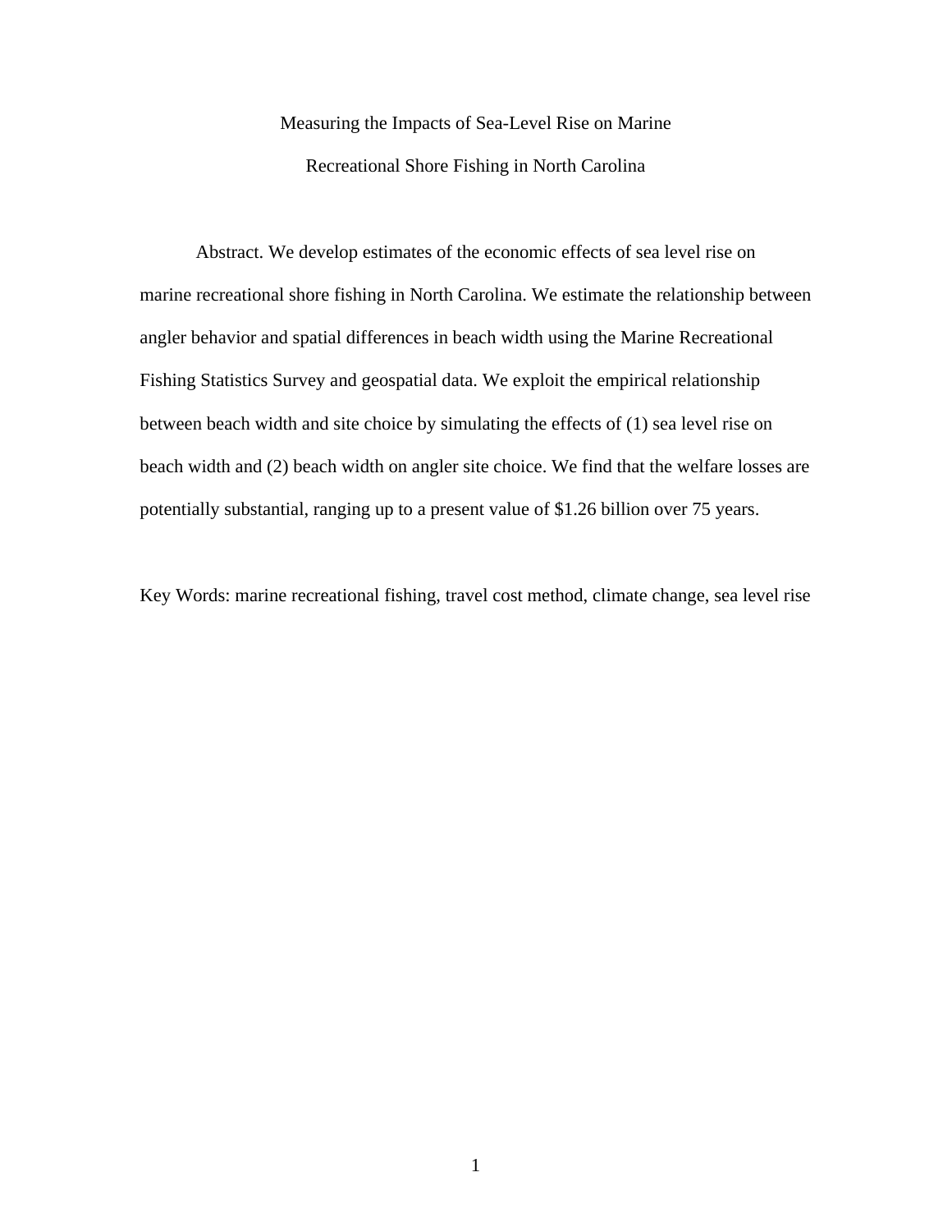# Measuring the Impacts of Sea-Level Rise on Marine Recreational Shore Fishing in North Carolina

Abstract. We develop estimates of the economic effects of sea level rise on marine recreational shore fishing in North Carolina. We estimate the relationship between angler behavior and spatial differences in beach width using the Marine Recreational Fishing Statistics Survey and geospatial data. We exploit the empirical relationship between beach width and site choice by simulating the effects of (1) sea level rise on beach width and (2) beach width on angler site choice. We find that the welfare losses are potentially substantial, ranging up to a present value of $1.26 billion over 75 years.

Key Words: marine recreational fishing, travel cost method, climate change, sea level rise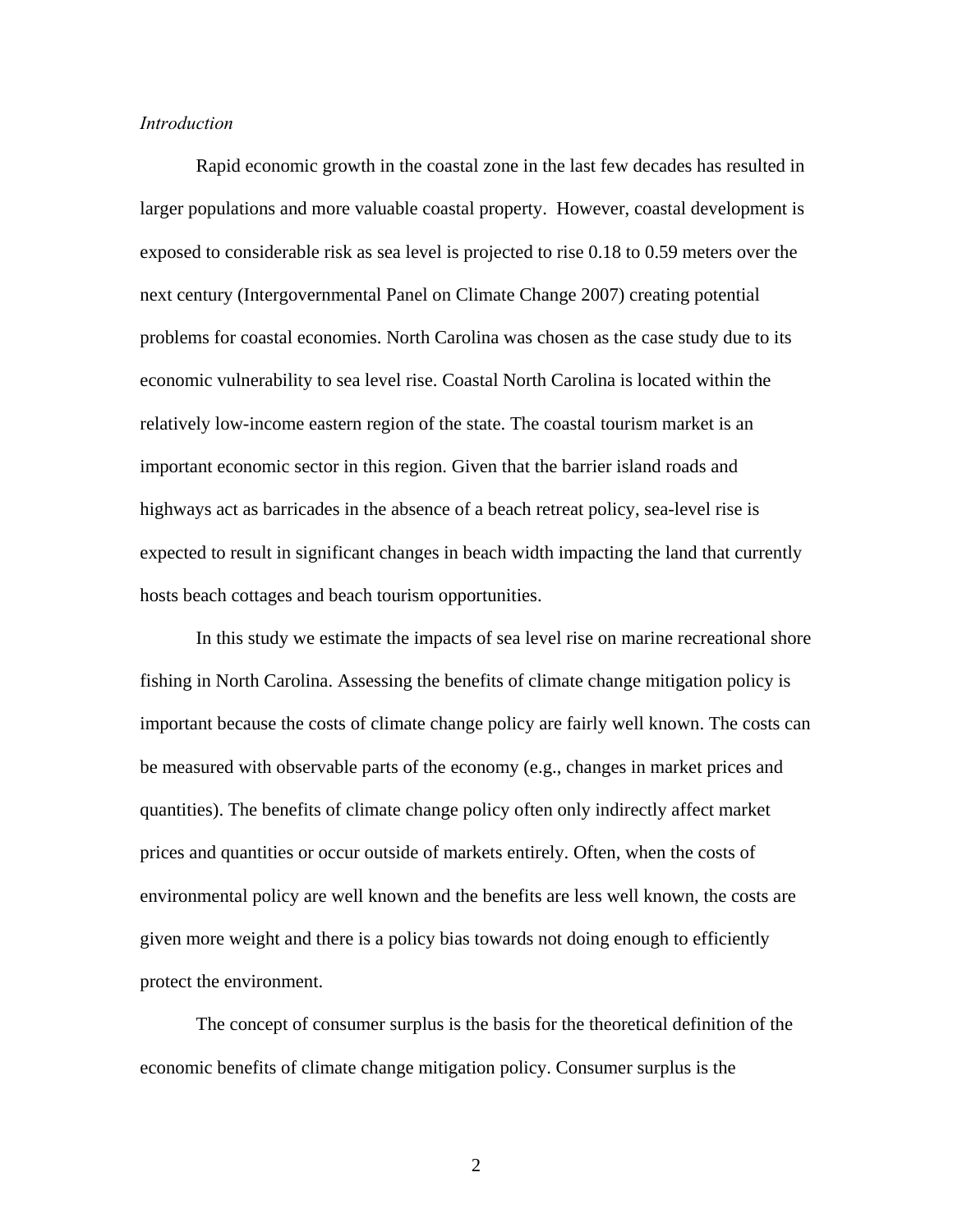*Introduction*

Rapid economic growth in the coastal zone in the last few decades has resulted in larger populations and more valuable coastal property. However, coastal development is exposed to considerable risk as sea level is projected to rise 0.18 to 0.59 meters over the next century (Intergovernmental Panel on Climate Change 2007) creating potential problems for coastal economies. North Carolina was chosen as the case study due to its economic vulnerability to sea level rise. Coastal North Carolina is located within the relatively low-income eastern region of the state. The coastal tourism market is an important economic sector in this region. Given that the barrier island roads and highways act as barricades in the absence of a beach retreat policy, sea-level rise is expected to result in significant changes in beach width impacting the land that currently hosts beach cottages and beach tourism opportunities.

In this study we estimate the impacts of sea level rise on marine recreational shore fishing in North Carolina. Assessing the benefits of climate change mitigation policy is important because the costs of climate change policy are fairly well known. The costs can be measured with observable parts of the economy (e.g., changes in market prices and quantities). The benefits of climate change policy often only indirectly affect market prices and quantities or occur outside of markets entirely. Often, when the costs of environmental policy are well known and the benefits are less well known, the costs are given more weight and there is a policy bias towards not doing enough to efficiently protect the environment.

The concept of consumer surplus is the basis for the theoretical definition of the economic benefits of climate change mitigation policy. Consumer surplus is the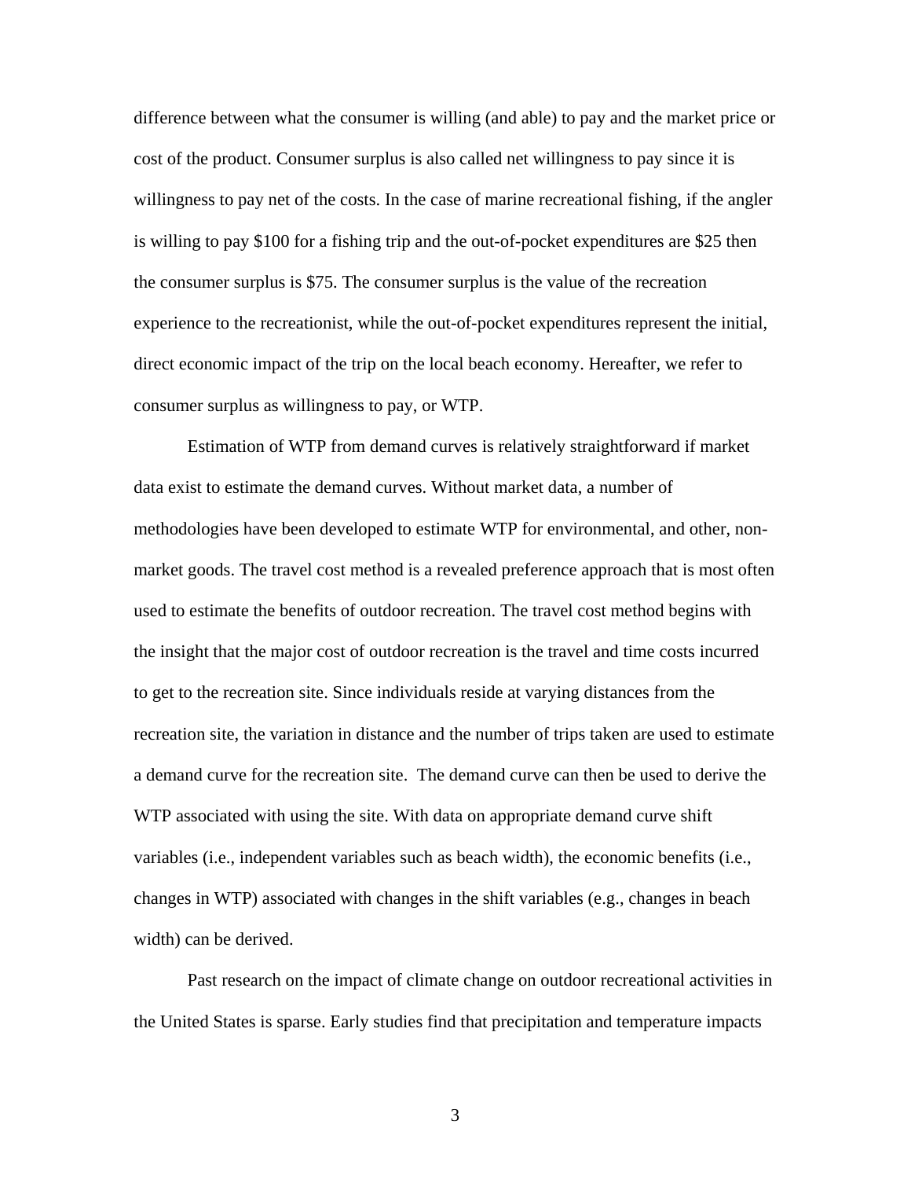difference between what the consumer is willing (and able) to pay and the market price or cost of the product. Consumer surplus is also called net willingness to pay since it is willingness to pay net of the costs. In the case of marine recreational fishing, if the angler is willing to pay $100 for a fishing trip and the out-of-pocket expenditures are $25 then the consumer surplus is $75. The consumer surplus is the value of the recreation experience to the recreationist, while the out-of-pocket expenditures represent the initial, direct economic impact of the trip on the local beach economy. Hereafter, we refer to consumer surplus as willingness to pay, or WTP.

Estimation of WTP from demand curves is relatively straightforward if market data exist to estimate the demand curves. Without market data, a number of methodologies have been developed to estimate WTP for environmental, and other, non-market goods. The travel cost method is a revealed preference approach that is most often used to estimate the benefits of outdoor recreation. The travel cost method begins with the insight that the major cost of outdoor recreation is the travel and time costs incurred to get to the recreation site. Since individuals reside at varying distances from the recreation site, the variation in distance and the number of trips taken are used to estimate a demand curve for the recreation site. The demand curve can then be used to derive the WTP associated with using the site. With data on appropriate demand curve shift variables (i.e., independent variables such as beach width), the economic benefits (i.e., changes in WTP) associated with changes in the shift variables (e.g., changes in beach width) can be derived.

Past research on the impact of climate change on outdoor recreational activities in the United States is sparse. Early studies find that precipitation and temperature impacts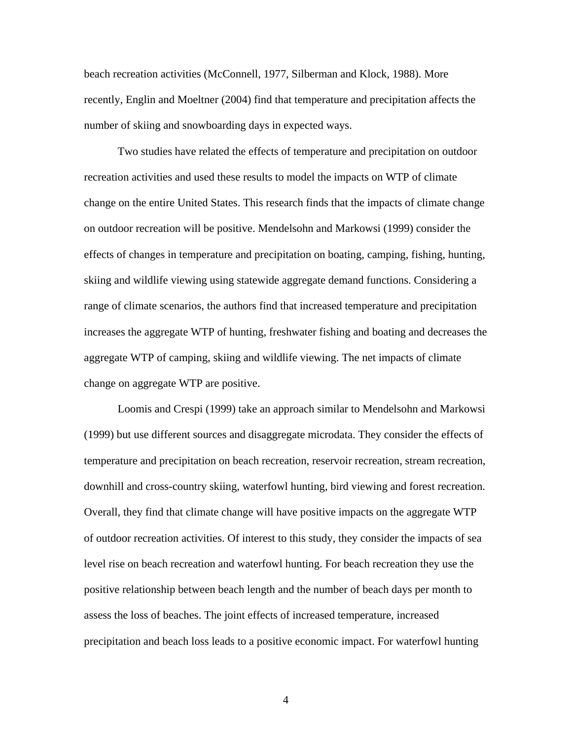beach recreation activities (McConnell, 1977, Silberman and Klock, 1988). More recently, Englin and Moeltner (2004) find that temperature and precipitation affects the number of skiing and snowboarding days in expected ways.

Two studies have related the effects of temperature and precipitation on outdoor recreation activities and used these results to model the impacts on WTP of climate change on the entire United States. This research finds that the impacts of climate change on outdoor recreation will be positive. Mendelsohn and Markowsi (1999) consider the effects of changes in temperature and precipitation on boating, camping, fishing, hunting, skiing and wildlife viewing using statewide aggregate demand functions. Considering a range of climate scenarios, the authors find that increased temperature and precipitation increases the aggregate WTP of hunting, freshwater fishing and boating and decreases the aggregate WTP of camping, skiing and wildlife viewing. The net impacts of climate change on aggregate WTP are positive.

Loomis and Crespi (1999) take an approach similar to Mendelsohn and Markowsi (1999) but use different sources and disaggregate microdata. They consider the effects of temperature and precipitation on beach recreation, reservoir recreation, stream recreation, downhill and cross-country skiing, waterfowl hunting, bird viewing and forest recreation. Overall, they find that climate change will have positive impacts on the aggregate WTP of outdoor recreation activities. Of interest to this study, they consider the impacts of sea level rise on beach recreation and waterfowl hunting. For beach recreation they use the positive relationship between beach length and the number of beach days per month to assess the loss of beaches. The joint effects of increased temperature, increased precipitation and beach loss leads to a positive economic impact. For waterfowl hunting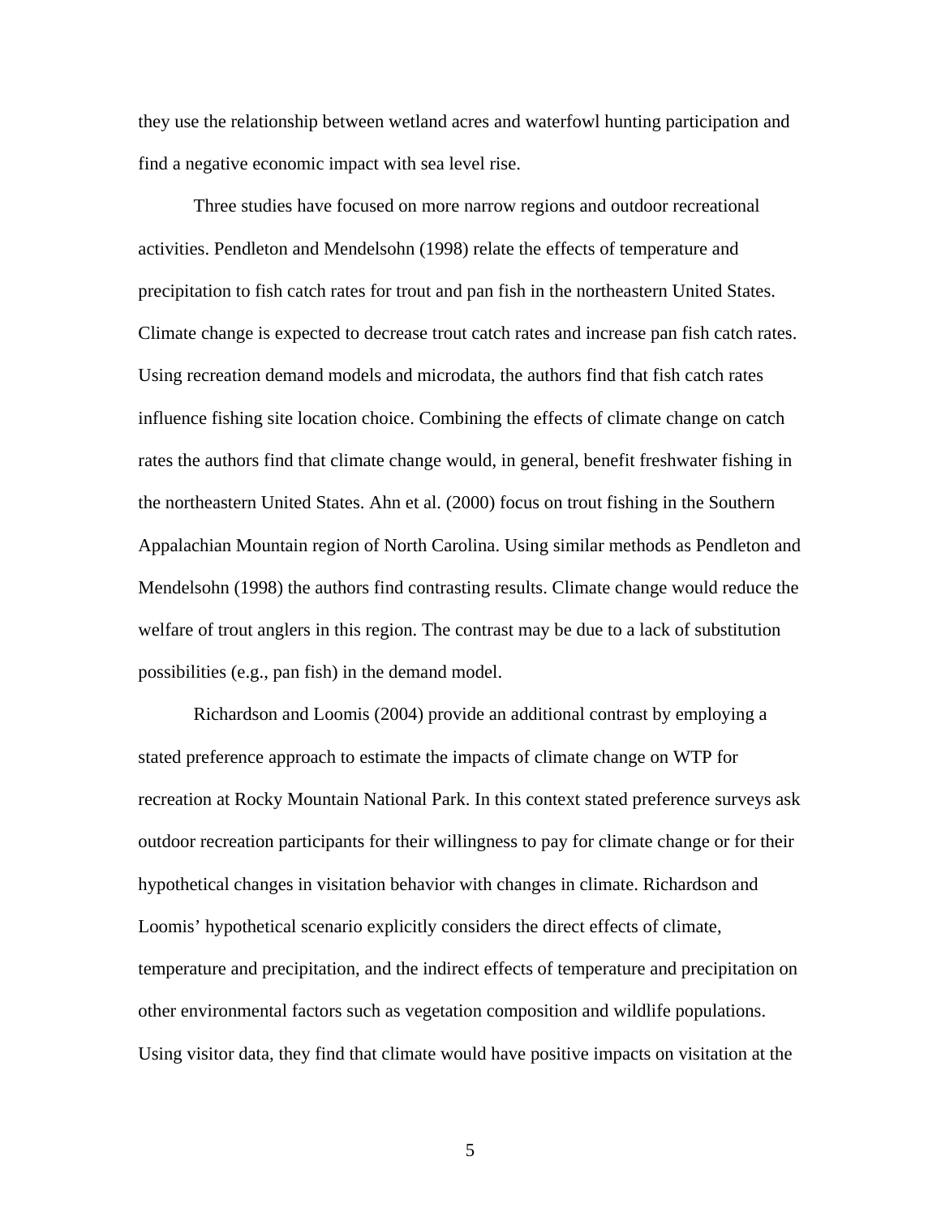they use the relationship between wetland acres and waterfowl hunting participation and find a negative economic impact with sea level rise.

Three studies have focused on more narrow regions and outdoor recreational activities. Pendleton and Mendelsohn (1998) relate the effects of temperature and precipitation to fish catch rates for trout and pan fish in the northeastern United States. Climate change is expected to decrease trout catch rates and increase pan fish catch rates. Using recreation demand models and microdata, the authors find that fish catch rates influence fishing site location choice. Combining the effects of climate change on catch rates the authors find that climate change would, in general, benefit freshwater fishing in the northeastern United States. Ahn et al. (2000) focus on trout fishing in the Southern Appalachian Mountain region of North Carolina. Using similar methods as Pendleton and Mendelsohn (1998) the authors find contrasting results. Climate change would reduce the welfare of trout anglers in this region. The contrast may be due to a lack of substitution possibilities (e.g., pan fish) in the demand model.

Richardson and Loomis (2004) provide an additional contrast by employing a stated preference approach to estimate the impacts of climate change on WTP for recreation at Rocky Mountain National Park. In this context stated preference surveys ask outdoor recreation participants for their willingness to pay for climate change or for their hypothetical changes in visitation behavior with changes in climate. Richardson and Loomis' hypothetical scenario explicitly considers the direct effects of climate, temperature and precipitation, and the indirect effects of temperature and precipitation on other environmental factors such as vegetation composition and wildlife populations. Using visitor data, they find that climate would have positive impacts on visitation at the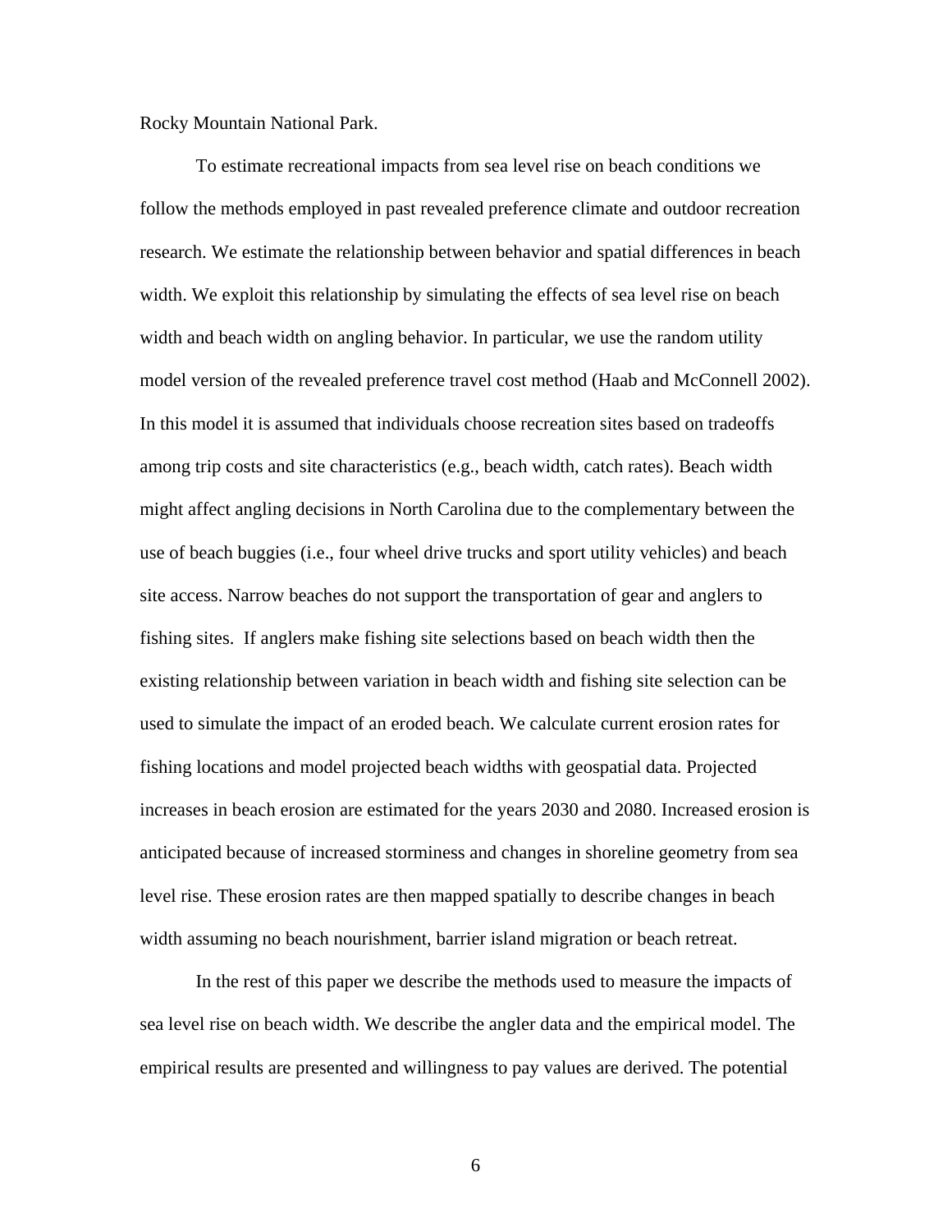Rocky Mountain National Park.

To estimate recreational impacts from sea level rise on beach conditions we follow the methods employed in past revealed preference climate and outdoor recreation research. We estimate the relationship between behavior and spatial differences in beach width. We exploit this relationship by simulating the effects of sea level rise on beach width and beach width on angling behavior. In particular, we use the random utility model version of the revealed preference travel cost method (Haab and McConnell 2002). In this model it is assumed that individuals choose recreation sites based on tradeoffs among trip costs and site characteristics (e.g., beach width, catch rates). Beach width might affect angling decisions in North Carolina due to the complementary between the use of beach buggies (i.e., four wheel drive trucks and sport utility vehicles) and beach site access. Narrow beaches do not support the transportation of gear and anglers to fishing sites. If anglers make fishing site selections based on beach width then the existing relationship between variation in beach width and fishing site selection can be used to simulate the impact of an eroded beach. We calculate current erosion rates for fishing locations and model projected beach widths with geospatial data. Projected increases in beach erosion are estimated for the years 2030 and 2080. Increased erosion is anticipated because of increased storminess and changes in shoreline geometry from sea level rise. These erosion rates are then mapped spatially to describe changes in beach width assuming no beach nourishment, barrier island migration or beach retreat.

In the rest of this paper we describe the methods used to measure the impacts of sea level rise on beach width. We describe the angler data and the empirical model. The empirical results are presented and willingness to pay values are derived. The potential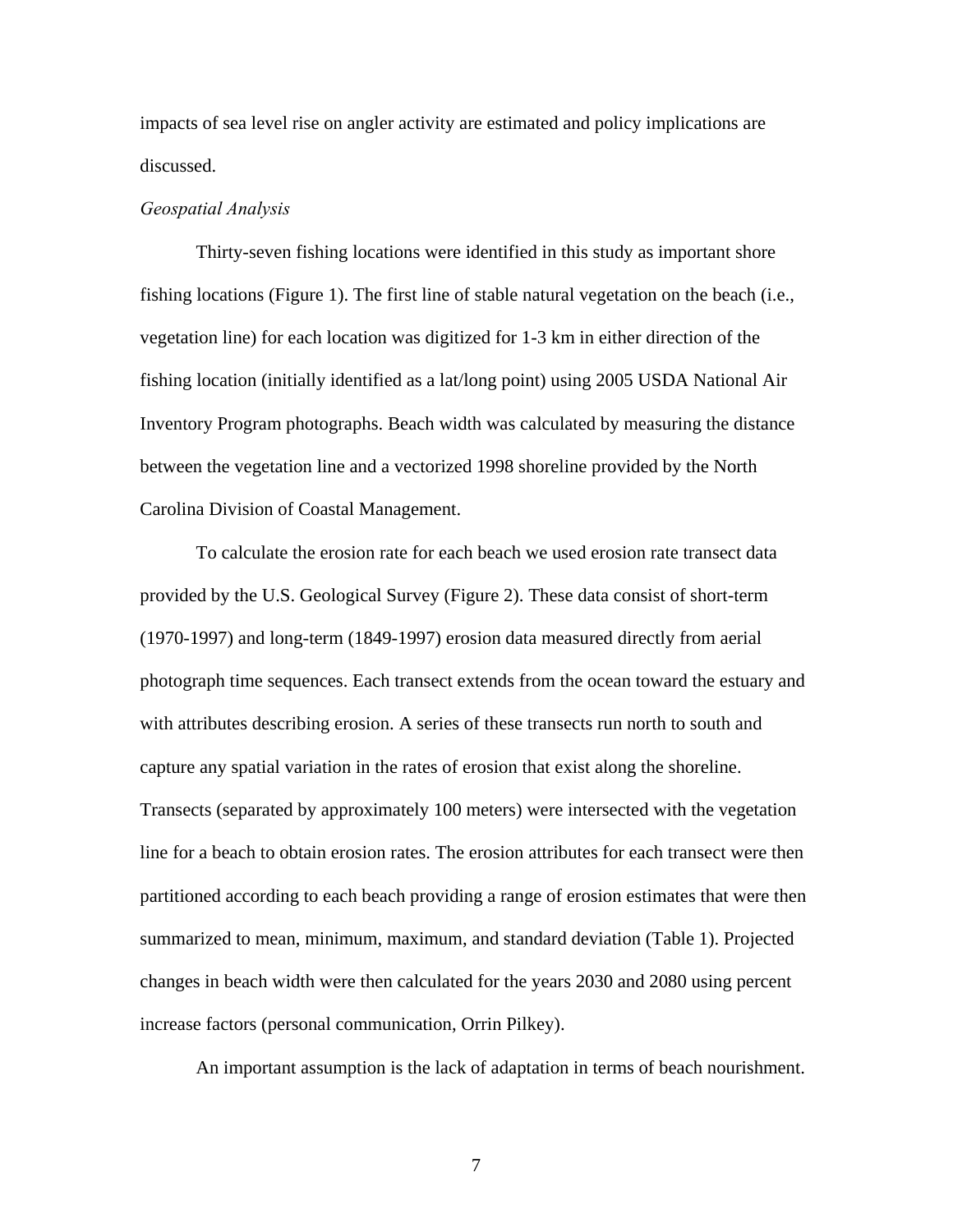impacts of sea level rise on angler activity are estimated and policy implications are discussed.

### *Geospatial Analysis*

Thirty-seven fishing locations were identified in this study as important shore fishing locations (Figure 1). The first line of stable natural vegetation on the beach (i.e., vegetation line) for each location was digitized for 1-3 km in either direction of the fishing location (initially identified as a lat/long point) using 2005 USDA National Air Inventory Program photographs. Beach width was calculated by measuring the distance between the vegetation line and a vectorized 1998 shoreline provided by the North Carolina Division of Coastal Management.

To calculate the erosion rate for each beach we used erosion rate transect data provided by the U.S. Geological Survey (Figure 2). These data consist of short-term (1970-1997) and long-term (1849-1997) erosion data measured directly from aerial photograph time sequences. Each transect extends from the ocean toward the estuary and with attributes describing erosion. A series of these transects run north to south and capture any spatial variation in the rates of erosion that exist along the shoreline. Transects (separated by approximately 100 meters) were intersected with the vegetation line for a beach to obtain erosion rates. The erosion attributes for each transect were then partitioned according to each beach providing a range of erosion estimates that were then summarized to mean, minimum, maximum, and standard deviation (Table 1). Projected changes in beach width were then calculated for the years 2030 and 2080 using percent increase factors (personal communication, Orrin Pilkey).

An important assumption is the lack of adaptation in terms of beach nourishment.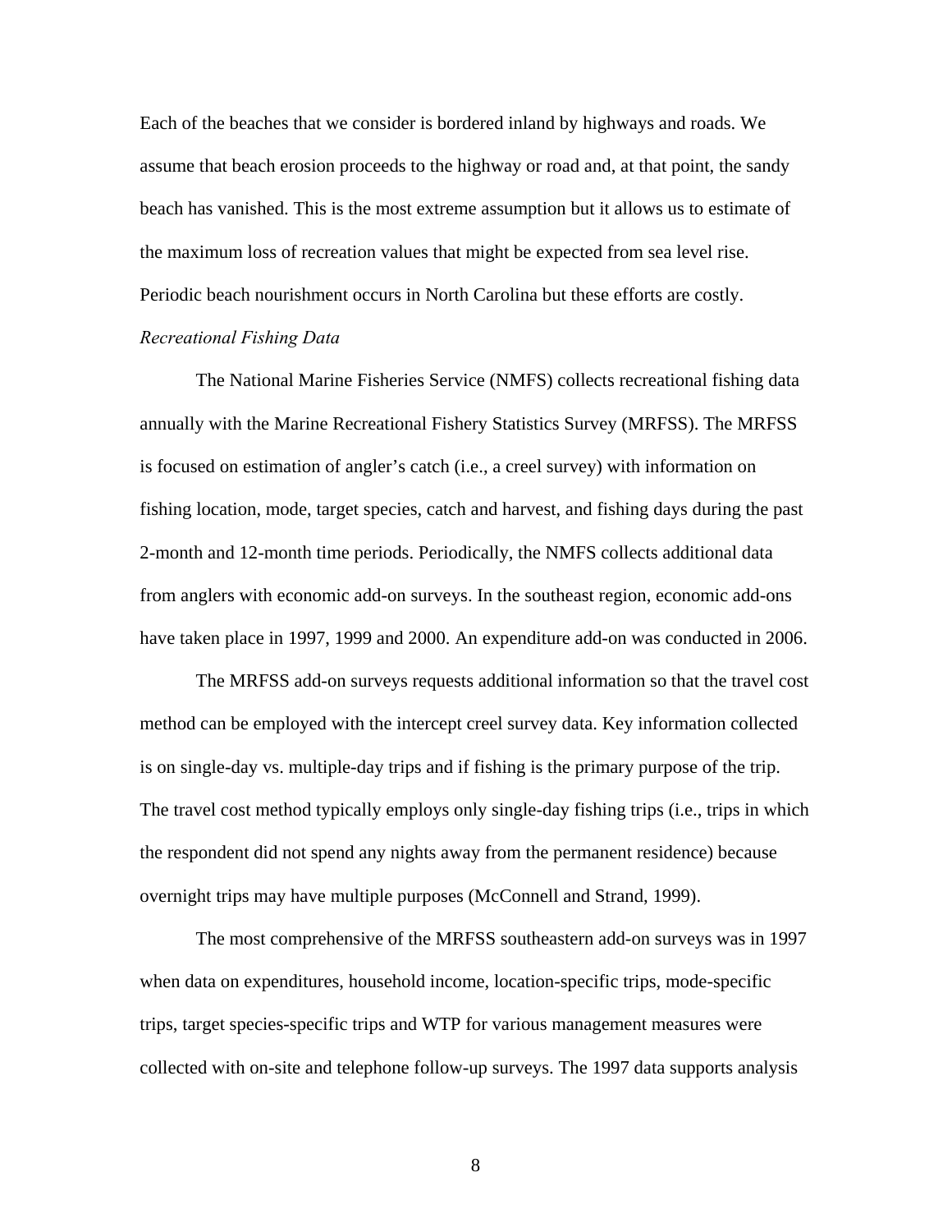Each of the beaches that we consider is bordered inland by highways and roads. We assume that beach erosion proceeds to the highway or road and, at that point, the sandy beach has vanished. This is the most extreme assumption but it allows us to estimate of the maximum loss of recreation values that might be expected from sea level rise. Periodic beach nourishment occurs in North Carolina but these efforts are costly.

*Recreational Fishing Data*

The National Marine Fisheries Service (NMFS) collects recreational fishing data annually with the Marine Recreational Fishery Statistics Survey (MRFSS). The MRFSS is focused on estimation of angler's catch (i.e., a creel survey) with information on fishing location, mode, target species, catch and harvest, and fishing days during the past 2-month and 12-month time periods. Periodically, the NMFS collects additional data from anglers with economic add-on surveys. In the southeast region, economic add-ons have taken place in 1997, 1999 and 2000. An expenditure add-on was conducted in 2006.

The MRFSS add-on surveys requests additional information so that the travel cost method can be employed with the intercept creel survey data. Key information collected is on single-day vs. multiple-day trips and if fishing is the primary purpose of the trip. The travel cost method typically employs only single-day fishing trips (i.e., trips in which the respondent did not spend any nights away from the permanent residence) because overnight trips may have multiple purposes (McConnell and Strand, 1999).

The most comprehensive of the MRFSS southeastern add-on surveys was in 1997 when data on expenditures, household income, location-specific trips, mode-specific trips, target species-specific trips and WTP for various management measures were collected with on-site and telephone follow-up surveys. The 1997 data supports analysis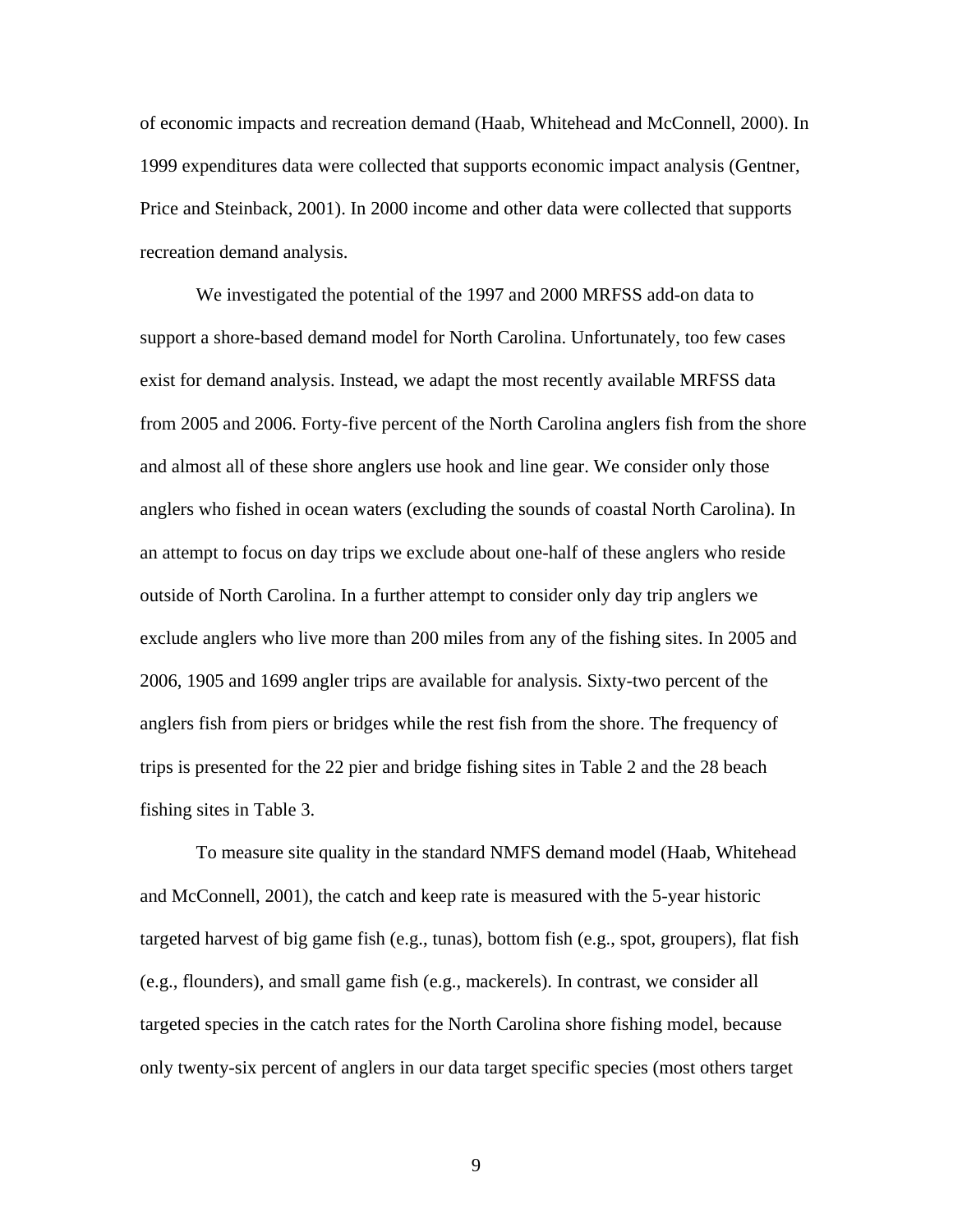of economic impacts and recreation demand (Haab, Whitehead and McConnell, 2000). In 1999 expenditures data were collected that supports economic impact analysis (Gentner, Price and Steinback, 2001). In 2000 income and other data were collected that supports recreation demand analysis.

We investigated the potential of the 1997 and 2000 MRFSS add-on data to support a shore-based demand model for North Carolina. Unfortunately, too few cases exist for demand analysis. Instead, we adapt the most recently available MRFSS data from 2005 and 2006. Forty-five percent of the North Carolina anglers fish from the shore and almost all of these shore anglers use hook and line gear. We consider only those anglers who fished in ocean waters (excluding the sounds of coastal North Carolina). In an attempt to focus on day trips we exclude about one-half of these anglers who reside outside of North Carolina. In a further attempt to consider only day trip anglers we exclude anglers who live more than 200 miles from any of the fishing sites. In 2005 and 2006, 1905 and 1699 angler trips are available for analysis. Sixty-two percent of the anglers fish from piers or bridges while the rest fish from the shore. The frequency of trips is presented for the 22 pier and bridge fishing sites in Table 2 and the 28 beach fishing sites in Table 3.

To measure site quality in the standard NMFS demand model (Haab, Whitehead and McConnell, 2001), the catch and keep rate is measured with the 5-year historic targeted harvest of big game fish (e.g., tunas), bottom fish (e.g., spot, groupers), flat fish (e.g., flounders), and small game fish (e.g., mackerels). In contrast, we consider all targeted species in the catch rates for the North Carolina shore fishing model, because only twenty-six percent of anglers in our data target specific species (most others target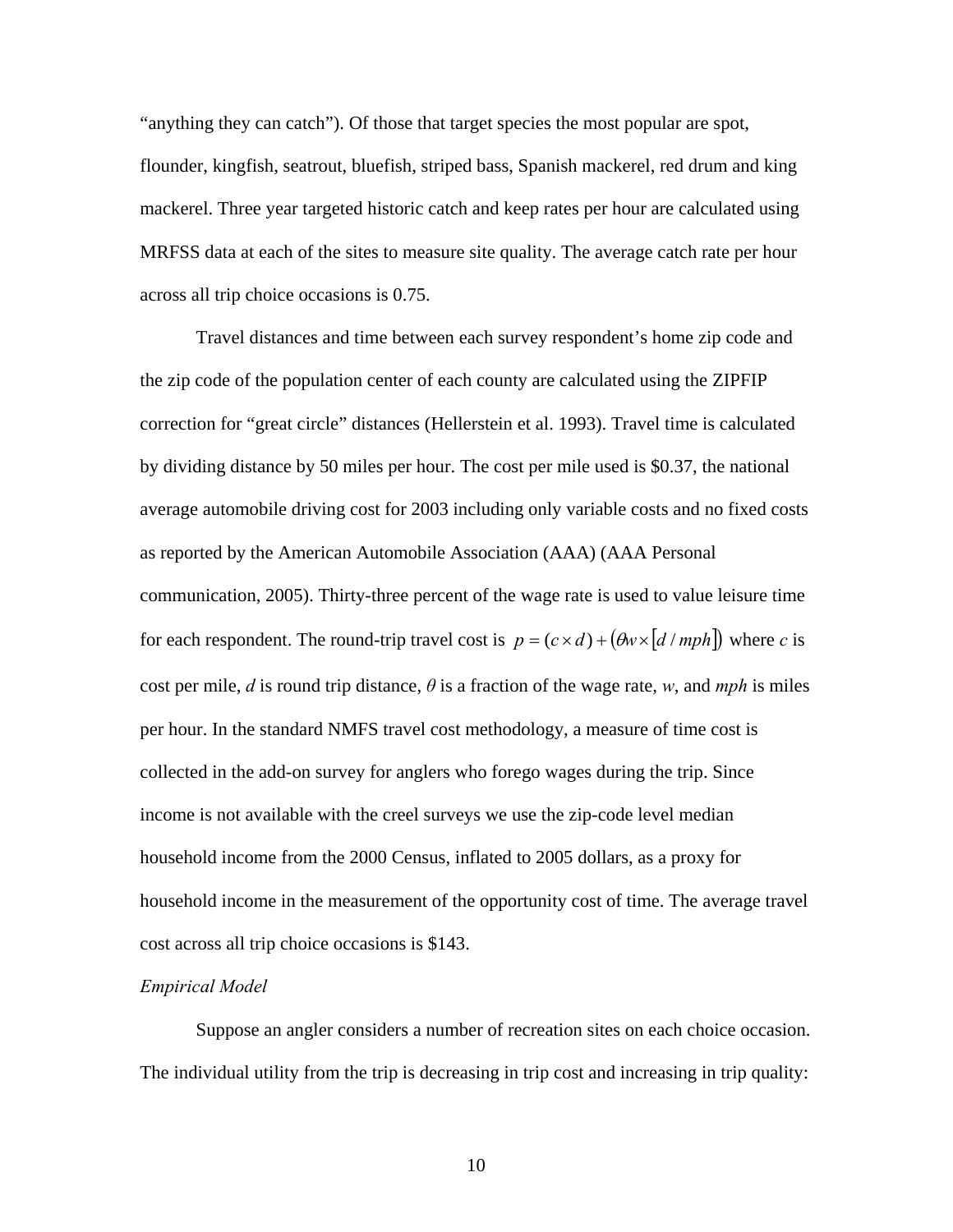“anything they can catch”). Of those that target species the most popular are spot, flounder, kingfish, seatrout, bluefish, striped bass, Spanish mackerel, red drum and king mackerel. Three year targeted historic catch and keep rates per hour are calculated using MRFSS data at each of the sites to measure site quality. The average catch rate per hour across all trip choice occasions is 0.75.

Travel distances and time between each survey respondent’s home zip code and the zip code of the population center of each county are calculated using the ZIPFIP correction for “great circle” distances (Hellerstein et al. 1993). Travel time is calculated by dividing distance by 50 miles per hour. The cost per mile used is $0.37, the national average automobile driving cost for 2003 including only variable costs and no fixed costs as reported by the American Automobile Association (AAA) (AAA Personal communication, 2005). Thirty-three percent of the wage rate is used to value leisure time for each respondent. The round-trip travel cost is $p = (c \times d) + (\theta w \times [d / mph])$ where *c* is cost per mile, *d* is round trip distance, *θ* is a fraction of the wage rate, *w*, and *mph* is miles per hour. In the standard NMFS travel cost methodology, a measure of time cost is collected in the add-on survey for anglers who forego wages during the trip. Since income is not available with the creel surveys we use the zip-code level median household income from the 2000 Census, inflated to 2005 dollars, as a proxy for household income in the measurement of the opportunity cost of time. The average travel cost across all trip choice occasions is $143.

*Empirical Model*

Suppose an angler considers a number of recreation sites on each choice occasion. The individual utility from the trip is decreasing in trip cost and increasing in trip quality: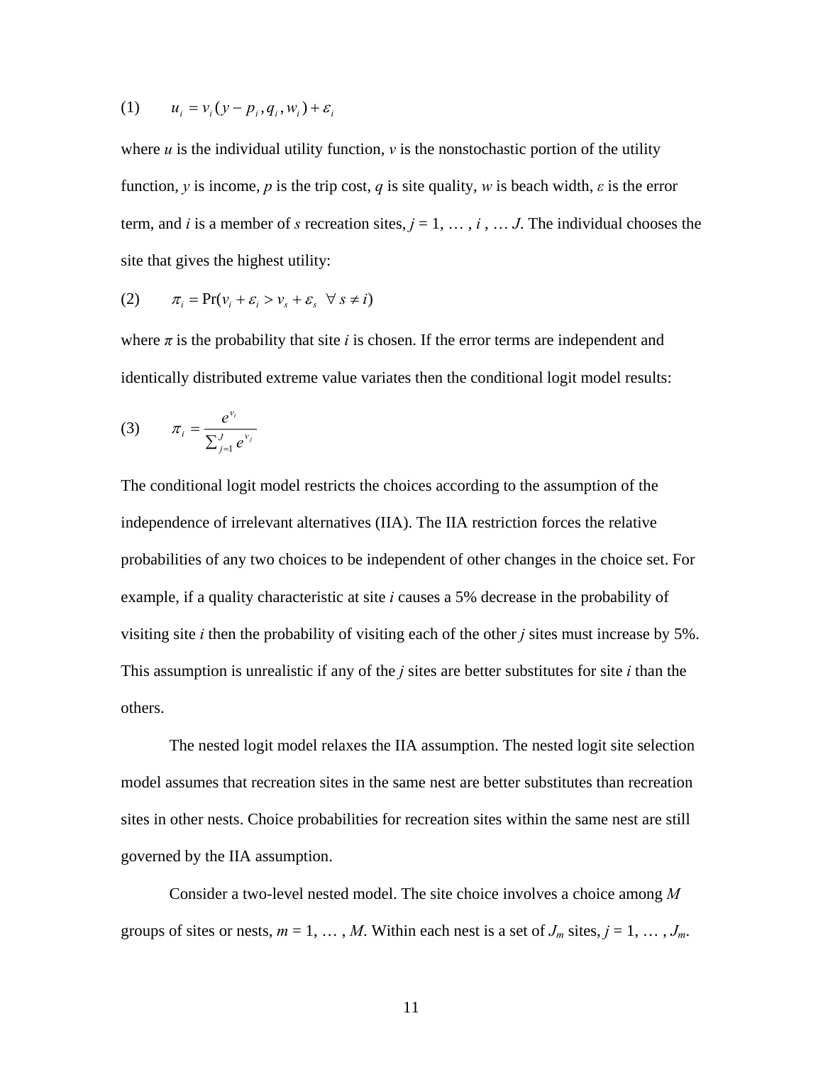$$(1) \qquad u_i = v_i(y - p_i, q_i, w_i) + \varepsilon_i$$

where *u* is the individual utility function, *v* is the nonstochastic portion of the utility function, *y* is income, *p* is the trip cost, *q* is site quality, *w* is beach width, *ε* is the error term, and *i* is a member of *s* recreation sites, $j = 1, \ldots, i, \ldots J$. The individual chooses the site that gives the highest utility:

$$(2) \qquad \pi_i = \Pr(v_i + \varepsilon_i > v_s + \varepsilon_s \;\; \forall \, s \neq i)$$

where *π* is the probability that site *i* is chosen. If the error terms are independent and identically distributed extreme value variates then the conditional logit model results:

$$(3) \qquad \pi_i = \frac{e^{v_i}}{\sum_{j=1}^{J} e^{v_j}}$$

The conditional logit model restricts the choices according to the assumption of the independence of irrelevant alternatives (IIA). The IIA restriction forces the relative probabilities of any two choices to be independent of other changes in the choice set. For example, if a quality characteristic at site *i* causes a 5% decrease in the probability of visiting site *i* then the probability of visiting each of the other *j* sites must increase by 5%. This assumption is unrealistic if any of the *j* sites are better substitutes for site *i* than the others.

The nested logit model relaxes the IIA assumption. The nested logit site selection model assumes that recreation sites in the same nest are better substitutes than recreation sites in other nests. Choice probabilities for recreation sites within the same nest are still governed by the IIA assumption.

Consider a two-level nested model. The site choice involves a choice among *M* groups of sites or nests, $m = 1, \ldots, M$. Within each nest is a set of $J_m$ sites, $j = 1, \ldots, J_m$.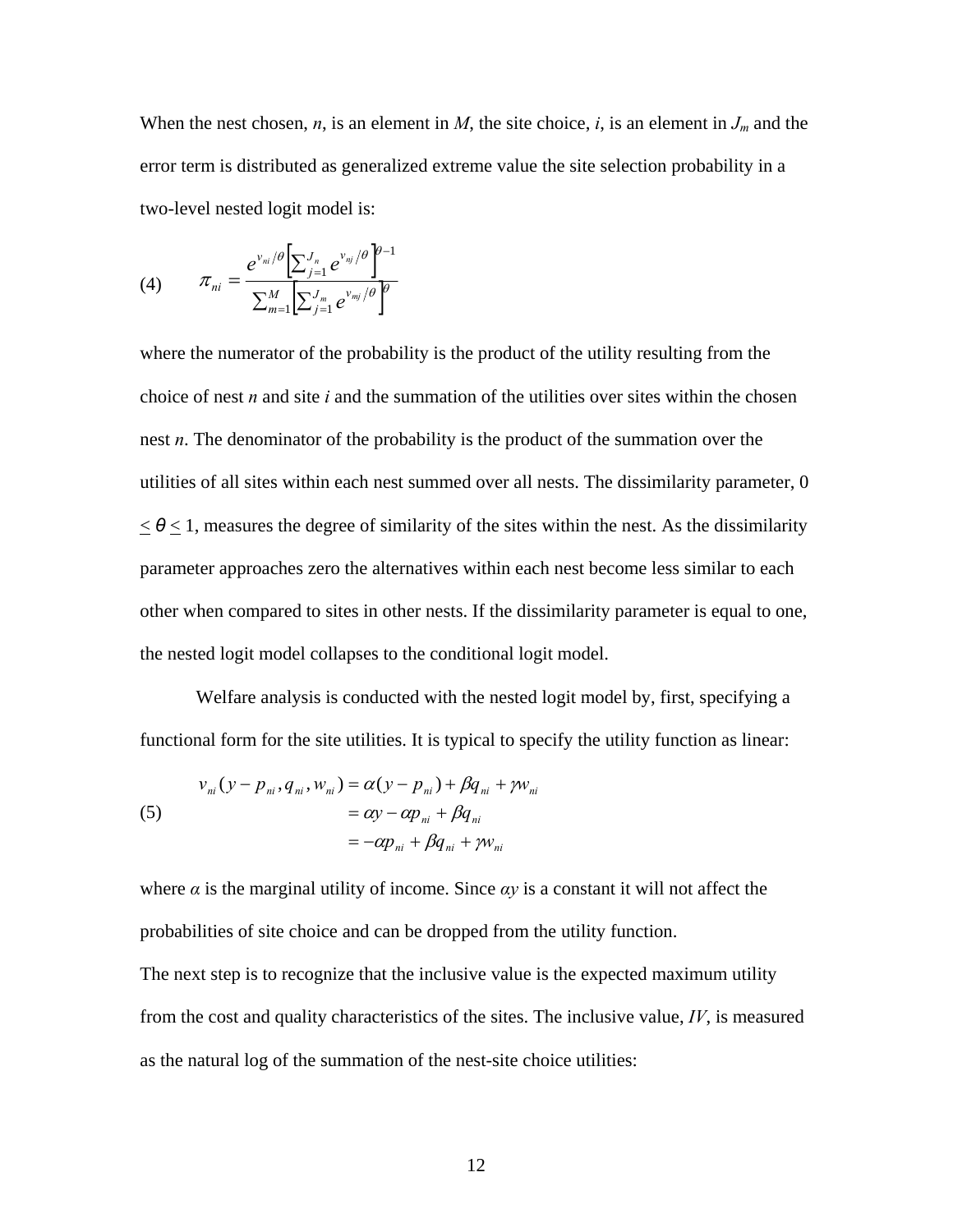When the nest chosen, $n$, is an element in $M$, the site choice, $i$, is an element in $J_m$ and the error term is distributed as generalized extreme value the site selection probability in a two-level nested logit model is:

$$\text{(4)} \qquad \pi_{ni} = \frac{e^{v_{ni}/\theta}\left[\sum_{j=1}^{J_n} e^{v_{nj}/\theta}\right]^{\theta-1}}{\sum_{m=1}^{M}\left[\sum_{j=1}^{J_m} e^{v_{mj}/\theta}\right]^{\theta}}$$

where the numerator of the probability is the product of the utility resulting from the choice of nest $n$ and site $i$ and the summation of the utilities over sites within the chosen nest $n$. The denominator of the probability is the product of the summation over the utilities of all sites within each nest summed over all nests. The dissimilarity parameter, $0 \leq \theta \leq 1$, measures the degree of similarity of the sites within the nest. As the dissimilarity parameter approaches zero the alternatives within each nest become less similar to each other when compared to sites in other nests. If the dissimilarity parameter is equal to one, the nested logit model collapses to the conditional logit model.

Welfare analysis is conducted with the nested logit model by, first, specifying a functional form for the site utilities. It is typical to specify the utility function as linear:

$$\text{(5)} \qquad \begin{aligned} v_{ni}(y - p_{ni}, q_{ni}, w_{ni}) &= \alpha(y - p_{ni}) + \beta q_{ni} + \gamma w_{ni} \\ &= \alpha y - \alpha p_{ni} + \beta q_{ni} \\ &= -\alpha p_{ni} + \beta q_{ni} + \gamma w_{ni} \end{aligned}$$

where $\alpha$ is the marginal utility of income. Since $\alpha y$ is a constant it will not affect the probabilities of site choice and can be dropped from the utility function.

The next step is to recognize that the inclusive value is the expected maximum utility from the cost and quality characteristics of the sites. The inclusive value, $IV$, is measured as the natural log of the summation of the nest-site choice utilities: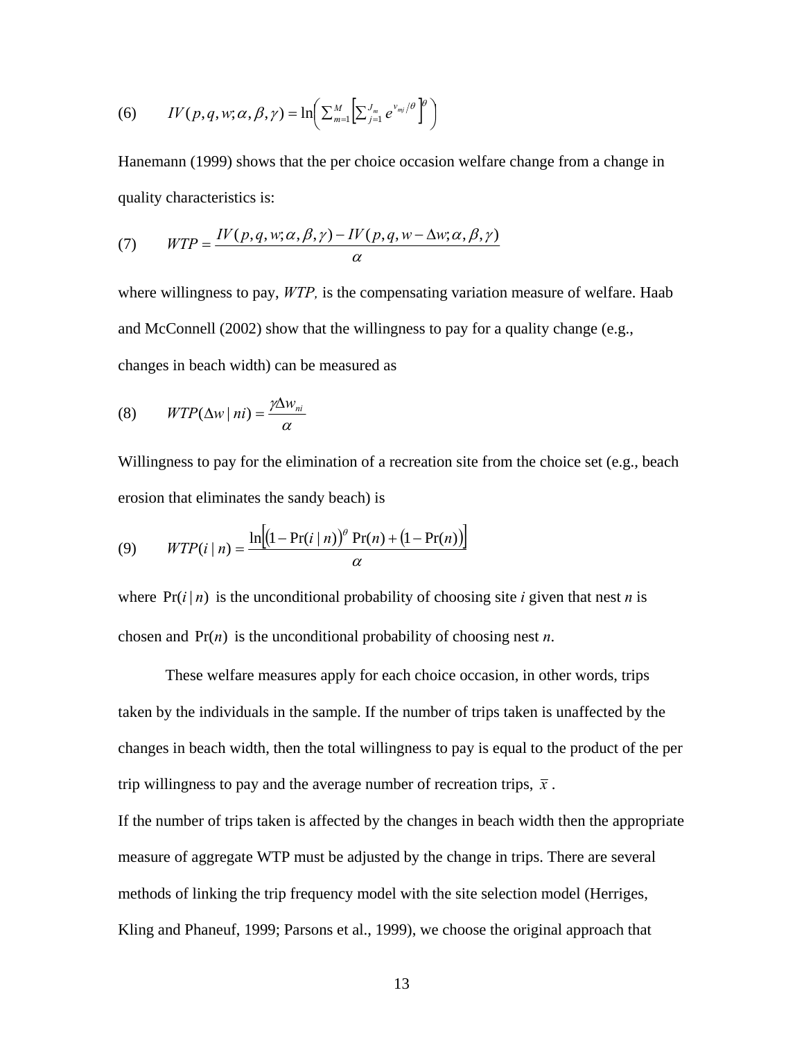$$(6) \qquad IV(p,q,w;\alpha,\beta,\gamma) = \ln\left( \sum_{m=1}^{M} \left[ \sum_{j=1}^{J_m} e^{v_{mj}/\theta} \right]^{\theta} \right)$$

Hanemann (1999) shows that the per choice occasion welfare change from a change in quality characteristics is:

$$(7) \qquad WTP = \frac{IV(p,q,w;\alpha,\beta,\gamma) - IV(p,q,w-\Delta w;\alpha,\beta,\gamma)}{\alpha}$$

where willingness to pay, *WTP,* is the compensating variation measure of welfare. Haab and McConnell (2002) show that the willingness to pay for a quality change (e.g., changes in beach width) can be measured as

$$(8) \qquad WTP(\Delta w \mid ni) = \frac{\gamma \Delta w_{ni}}{\alpha}$$

Willingness to pay for the elimination of a recreation site from the choice set (e.g., beach erosion that eliminates the sandy beach) is

$$(9) \qquad WTP(i \mid n) = \frac{\ln\left[ \left(1 - \Pr(i \mid n)\right)^{\theta} \Pr(n) + \left(1 - \Pr(n)\right) \right]}{\alpha}$$

where $\Pr(i \mid n)$ is the unconditional probability of choosing site *i* given that nest *n* is chosen and $\Pr(n)$ is the unconditional probability of choosing nest *n*.

These welfare measures apply for each choice occasion, in other words, trips taken by the individuals in the sample. If the number of trips taken is unaffected by the changes in beach width, then the total willingness to pay is equal to the product of the per trip willingness to pay and the average number of recreation trips, $\bar{x}$.

If the number of trips taken is affected by the changes in beach width then the appropriate measure of aggregate WTP must be adjusted by the change in trips. There are several methods of linking the trip frequency model with the site selection model (Herriges, Kling and Phaneuf, 1999; Parsons et al., 1999), we choose the original approach that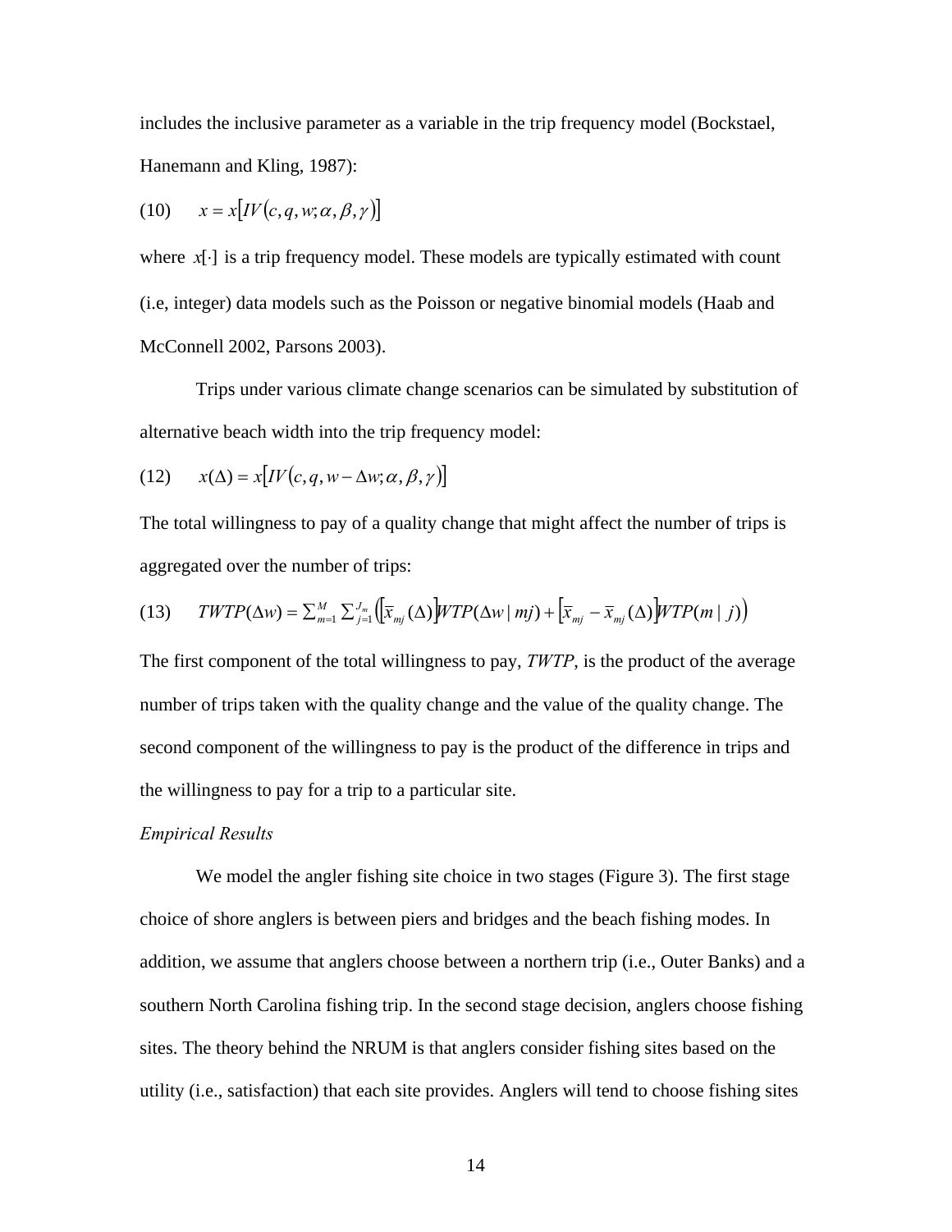includes the inclusive parameter as a variable in the trip frequency model (Bockstael, Hanemann and Kling, 1987):

$$(10) \qquad x = x\left[IV\left(c, q, w; \alpha, \beta, \gamma\right)\right]$$

where $x[\cdot]$ is a trip frequency model. These models are typically estimated with count (i.e, integer) data models such as the Poisson or negative binomial models (Haab and McConnell 2002, Parsons 2003).

Trips under various climate change scenarios can be simulated by substitution of alternative beach width into the trip frequency model:

$$(12) \qquad x(\Delta) = x\left[IV\left(c, q, w - \Delta w; \alpha, \beta, \gamma\right)\right]$$

The total willingness to pay of a quality change that might affect the number of trips is aggregated over the number of trips:

$$(13) \qquad TWTP(\Delta w) = \sum_{m=1}^{M} \sum_{j=1}^{J_m} \left( \left[\bar{x}_{mj}(\Delta)\right] WTP(\Delta w \mid mj) + \left[\bar{x}_{mj} - \bar{x}_{mj}(\Delta)\right] WTP(m \mid j) \right)$$

The first component of the total willingness to pay, *TWTP*, is the product of the average number of trips taken with the quality change and the value of the quality change. The second component of the willingness to pay is the product of the difference in trips and the willingness to pay for a trip to a particular site.

*Empirical Results*

We model the angler fishing site choice in two stages (Figure 3). The first stage choice of shore anglers is between piers and bridges and the beach fishing modes. In addition, we assume that anglers choose between a northern trip (i.e., Outer Banks) and a southern North Carolina fishing trip. In the second stage decision, anglers choose fishing sites. The theory behind the NRUM is that anglers consider fishing sites based on the utility (i.e., satisfaction) that each site provides. Anglers will tend to choose fishing sites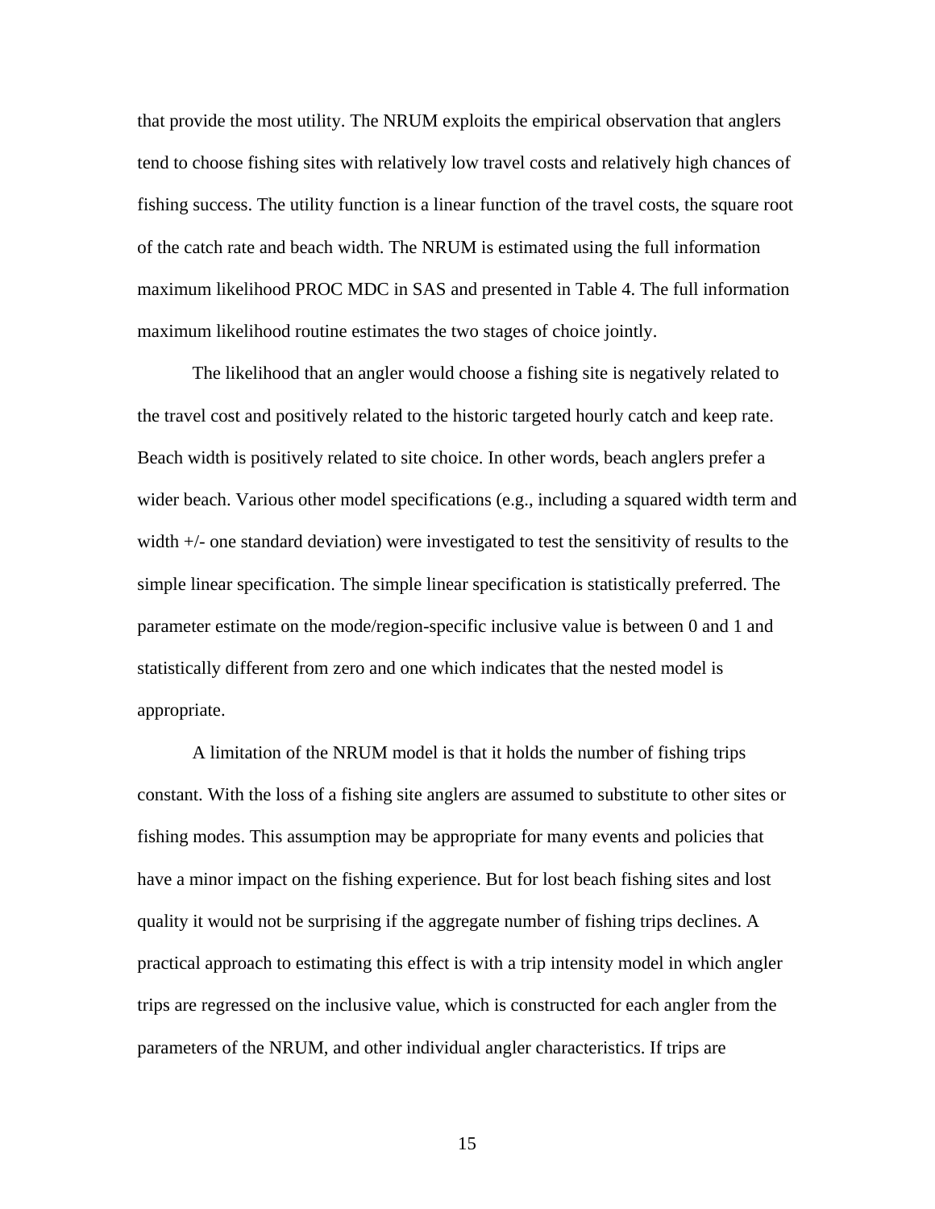that provide the most utility. The NRUM exploits the empirical observation that anglers tend to choose fishing sites with relatively low travel costs and relatively high chances of fishing success. The utility function is a linear function of the travel costs, the square root of the catch rate and beach width. The NRUM is estimated using the full information maximum likelihood PROC MDC in SAS and presented in Table 4. The full information maximum likelihood routine estimates the two stages of choice jointly.

The likelihood that an angler would choose a fishing site is negatively related to the travel cost and positively related to the historic targeted hourly catch and keep rate. Beach width is positively related to site choice. In other words, beach anglers prefer a wider beach. Various other model specifications (e.g., including a squared width term and width +/- one standard deviation) were investigated to test the sensitivity of results to the simple linear specification. The simple linear specification is statistically preferred. The parameter estimate on the mode/region-specific inclusive value is between 0 and 1 and statistically different from zero and one which indicates that the nested model is appropriate.

A limitation of the NRUM model is that it holds the number of fishing trips constant. With the loss of a fishing site anglers are assumed to substitute to other sites or fishing modes. This assumption may be appropriate for many events and policies that have a minor impact on the fishing experience. But for lost beach fishing sites and lost quality it would not be surprising if the aggregate number of fishing trips declines. A practical approach to estimating this effect is with a trip intensity model in which angler trips are regressed on the inclusive value, which is constructed for each angler from the parameters of the NRUM, and other individual angler characteristics. If trips are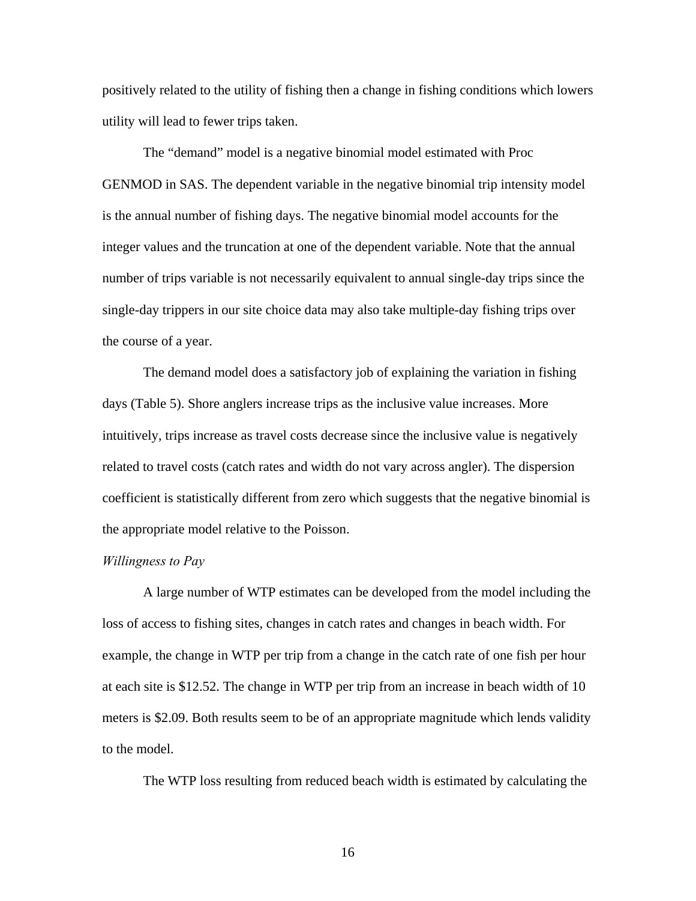positively related to the utility of fishing then a change in fishing conditions which lowers utility will lead to fewer trips taken.

The "demand" model is a negative binomial model estimated with Proc GENMOD in SAS. The dependent variable in the negative binomial trip intensity model is the annual number of fishing days. The negative binomial model accounts for the integer values and the truncation at one of the dependent variable. Note that the annual number of trips variable is not necessarily equivalent to annual single-day trips since the single-day trippers in our site choice data may also take multiple-day fishing trips over the course of a year.

The demand model does a satisfactory job of explaining the variation in fishing days (Table 5). Shore anglers increase trips as the inclusive value increases. More intuitively, trips increase as travel costs decrease since the inclusive value is negatively related to travel costs (catch rates and width do not vary across angler). The dispersion coefficient is statistically different from zero which suggests that the negative binomial is the appropriate model relative to the Poisson.

*Willingness to Pay*

A large number of WTP estimates can be developed from the model including the loss of access to fishing sites, changes in catch rates and changes in beach width. For example, the change in WTP per trip from a change in the catch rate of one fish per hour at each site is $12.52. The change in WTP per trip from an increase in beach width of 10 meters is $2.09. Both results seem to be of an appropriate magnitude which lends validity to the model.

The WTP loss resulting from reduced beach width is estimated by calculating the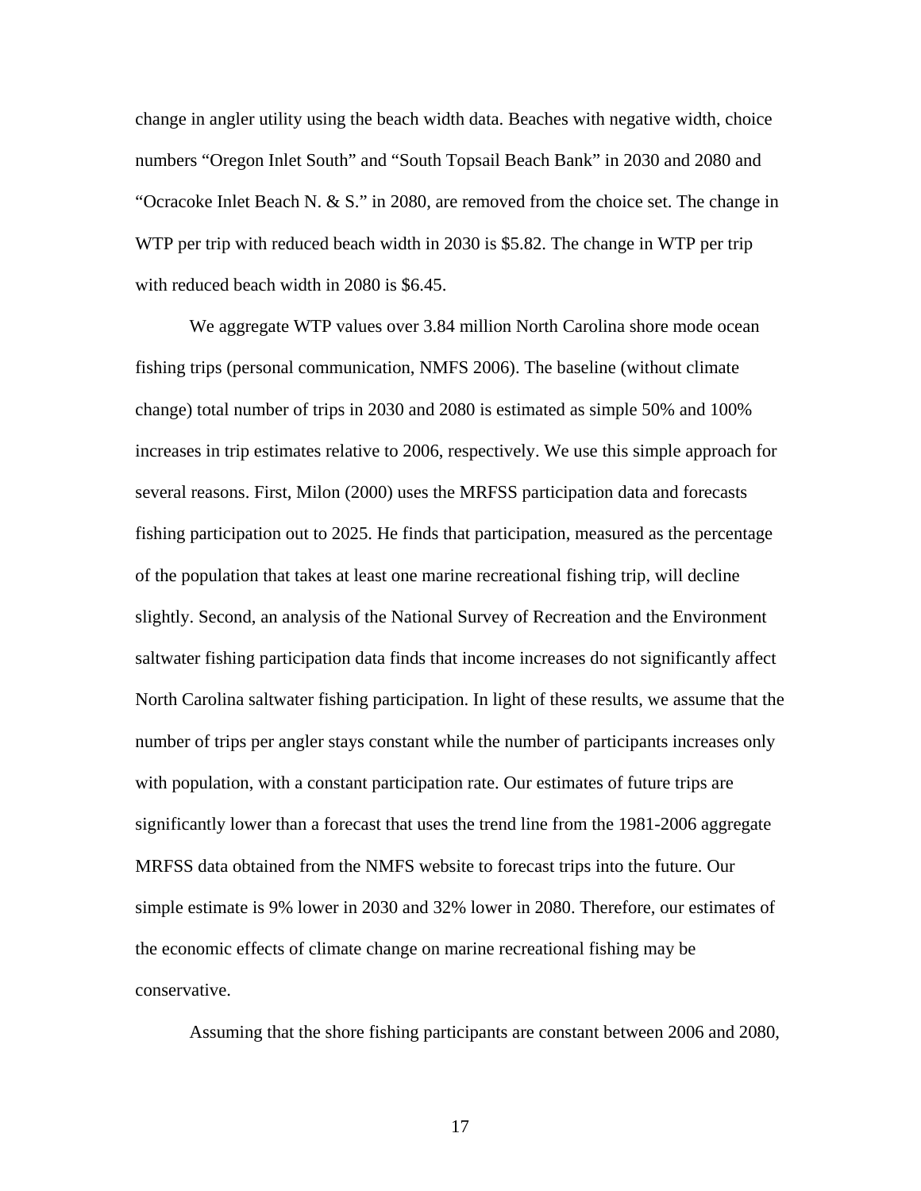change in angler utility using the beach width data. Beaches with negative width, choice numbers “Oregon Inlet South” and “South Topsail Beach Bank” in 2030 and 2080 and “Ocracoke Inlet Beach N. & S.” in 2080, are removed from the choice set. The change in WTP per trip with reduced beach width in 2030 is $5.82. The change in WTP per trip with reduced beach width in 2080 is $6.45.

We aggregate WTP values over 3.84 million North Carolina shore mode ocean fishing trips (personal communication, NMFS 2006). The baseline (without climate change) total number of trips in 2030 and 2080 is estimated as simple 50% and 100% increases in trip estimates relative to 2006, respectively. We use this simple approach for several reasons. First, Milon (2000) uses the MRFSS participation data and forecasts fishing participation out to 2025. He finds that participation, measured as the percentage of the population that takes at least one marine recreational fishing trip, will decline slightly. Second, an analysis of the National Survey of Recreation and the Environment saltwater fishing participation data finds that income increases do not significantly affect North Carolina saltwater fishing participation. In light of these results, we assume that the number of trips per angler stays constant while the number of participants increases only with population, with a constant participation rate. Our estimates of future trips are significantly lower than a forecast that uses the trend line from the 1981-2006 aggregate MRFSS data obtained from the NMFS website to forecast trips into the future. Our simple estimate is 9% lower in 2030 and 32% lower in 2080. Therefore, our estimates of the economic effects of climate change on marine recreational fishing may be conservative.

Assuming that the shore fishing participants are constant between 2006 and 2080,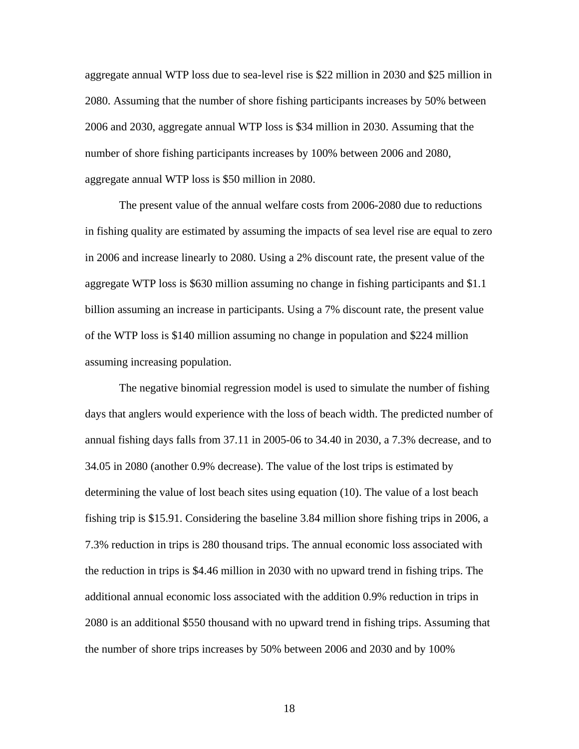aggregate annual WTP loss due to sea-level rise is $22 million in 2030 and $25 million in 2080. Assuming that the number of shore fishing participants increases by 50% between 2006 and 2030, aggregate annual WTP loss is $34 million in 2030. Assuming that the number of shore fishing participants increases by 100% between 2006 and 2080, aggregate annual WTP loss is $50 million in 2080.

The present value of the annual welfare costs from 2006-2080 due to reductions in fishing quality are estimated by assuming the impacts of sea level rise are equal to zero in 2006 and increase linearly to 2080. Using a 2% discount rate, the present value of the aggregate WTP loss is $630 million assuming no change in fishing participants and $1.1 billion assuming an increase in participants. Using a 7% discount rate, the present value of the WTP loss is $140 million assuming no change in population and $224 million assuming increasing population.

The negative binomial regression model is used to simulate the number of fishing days that anglers would experience with the loss of beach width. The predicted number of annual fishing days falls from 37.11 in 2005-06 to 34.40 in 2030, a 7.3% decrease, and to 34.05 in 2080 (another 0.9% decrease). The value of the lost trips is estimated by determining the value of lost beach sites using equation (10). The value of a lost beach fishing trip is $15.91. Considering the baseline 3.84 million shore fishing trips in 2006, a 7.3% reduction in trips is 280 thousand trips. The annual economic loss associated with the reduction in trips is $4.46 million in 2030 with no upward trend in fishing trips. The additional annual economic loss associated with the addition 0.9% reduction in trips in 2080 is an additional $550 thousand with no upward trend in fishing trips. Assuming that the number of shore trips increases by 50% between 2006 and 2030 and by 100%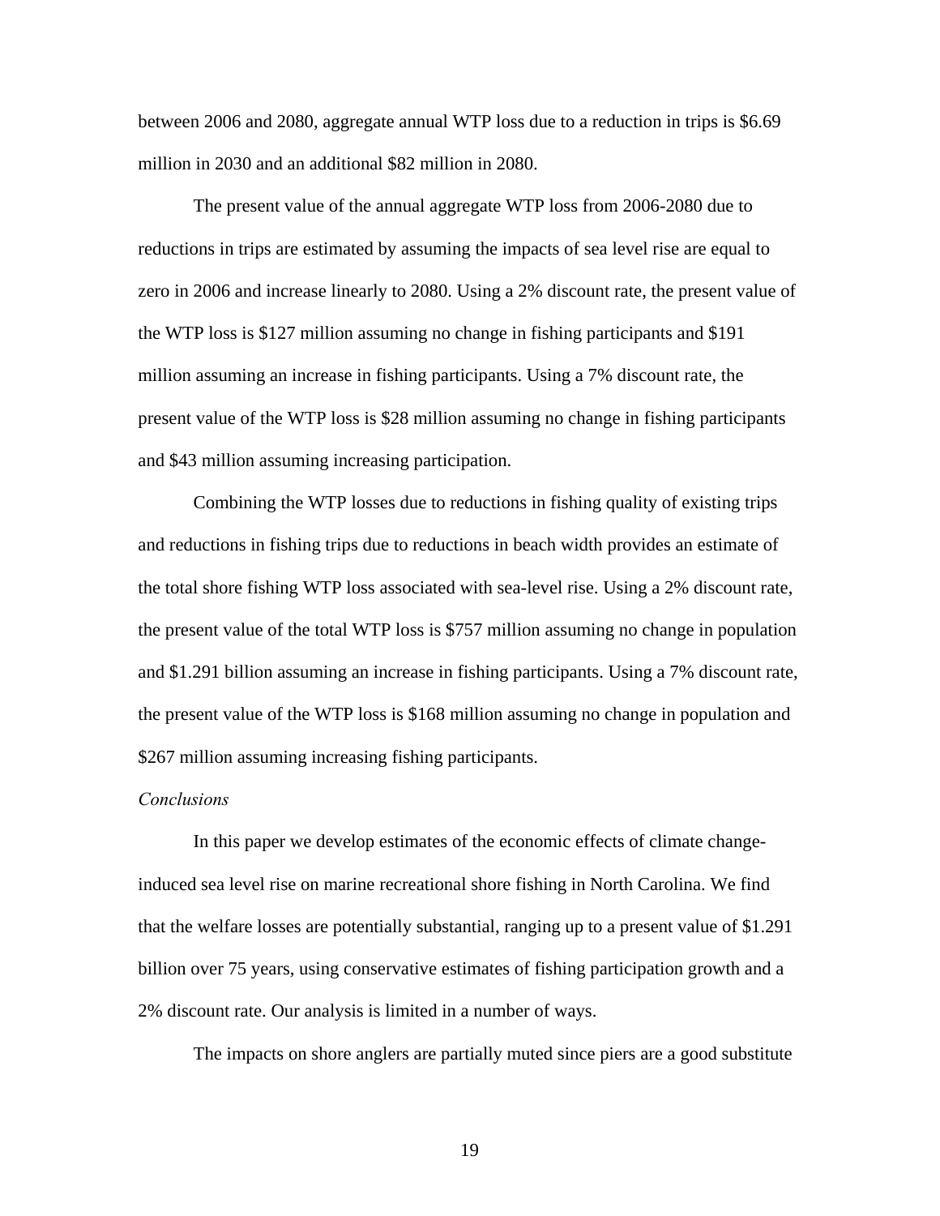between 2006 and 2080, aggregate annual WTP loss due to a reduction in trips is \$6.69 million in 2030 and an additional \$82 million in 2080.

The present value of the annual aggregate WTP loss from 2006-2080 due to reductions in trips are estimated by assuming the impacts of sea level rise are equal to zero in 2006 and increase linearly to 2080. Using a 2% discount rate, the present value of the WTP loss is \$127 million assuming no change in fishing participants and \$191 million assuming an increase in fishing participants. Using a 7% discount rate, the present value of the WTP loss is \$28 million assuming no change in fishing participants and \$43 million assuming increasing participation.

Combining the WTP losses due to reductions in fishing quality of existing trips and reductions in fishing trips due to reductions in beach width provides an estimate of the total shore fishing WTP loss associated with sea-level rise. Using a 2% discount rate, the present value of the total WTP loss is \$757 million assuming no change in population and \$1.291 billion assuming an increase in fishing participants. Using a 7% discount rate, the present value of the WTP loss is \$168 million assuming no change in population and \$267 million assuming increasing fishing participants.

*Conclusions*

In this paper we develop estimates of the economic effects of climate change-induced sea level rise on marine recreational shore fishing in North Carolina. We find that the welfare losses are potentially substantial, ranging up to a present value of \$1.291 billion over 75 years, using conservative estimates of fishing participation growth and a 2% discount rate. Our analysis is limited in a number of ways.

The impacts on shore anglers are partially muted since piers are a good substitute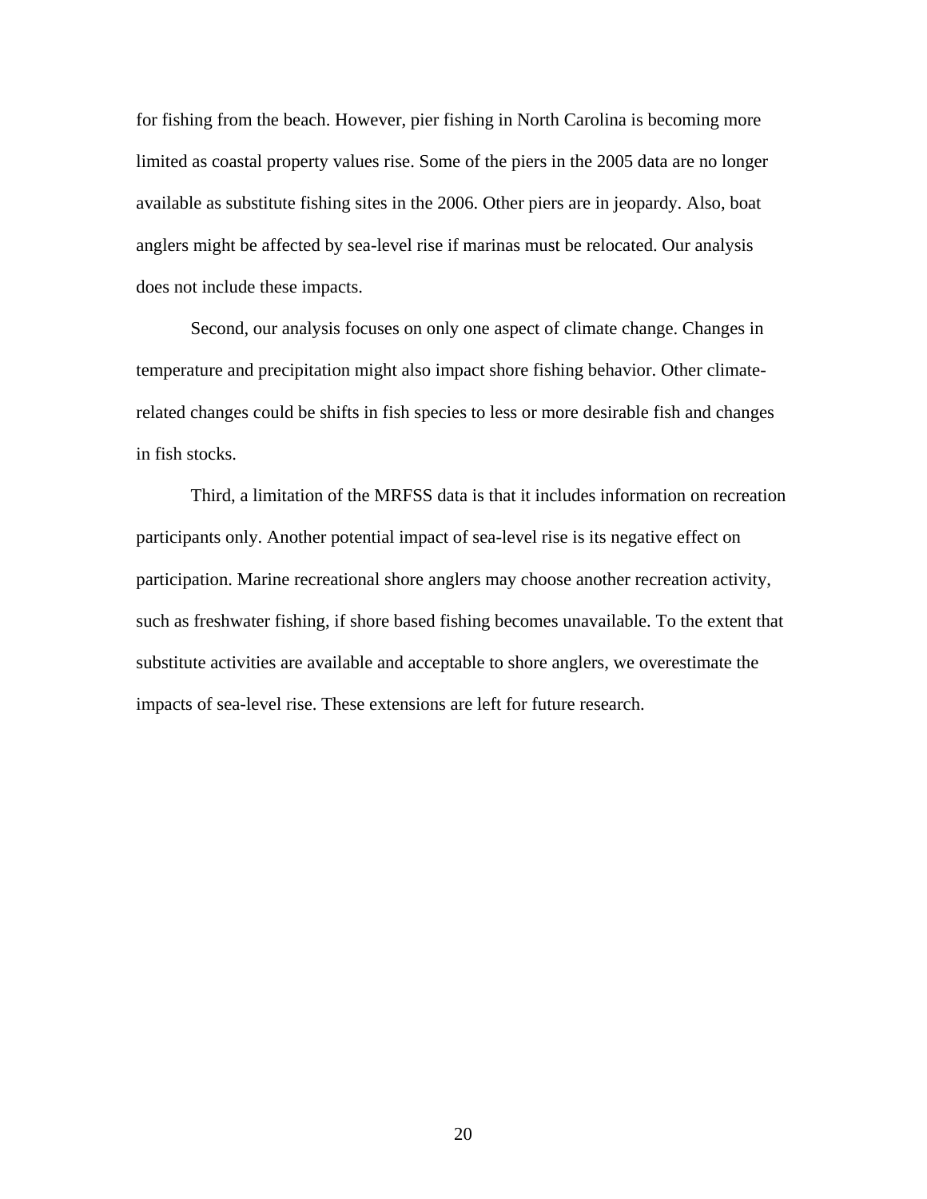for fishing from the beach. However, pier fishing in North Carolina is becoming more limited as coastal property values rise. Some of the piers in the 2005 data are no longer available as substitute fishing sites in the 2006. Other piers are in jeopardy. Also, boat anglers might be affected by sea-level rise if marinas must be relocated. Our analysis does not include these impacts.

Second, our analysis focuses on only one aspect of climate change. Changes in temperature and precipitation might also impact shore fishing behavior. Other climate-related changes could be shifts in fish species to less or more desirable fish and changes in fish stocks.

Third, a limitation of the MRFSS data is that it includes information on recreation participants only. Another potential impact of sea-level rise is its negative effect on participation. Marine recreational shore anglers may choose another recreation activity, such as freshwater fishing, if shore based fishing becomes unavailable. To the extent that substitute activities are available and acceptable to shore anglers, we overestimate the impacts of sea-level rise. These extensions are left for future research.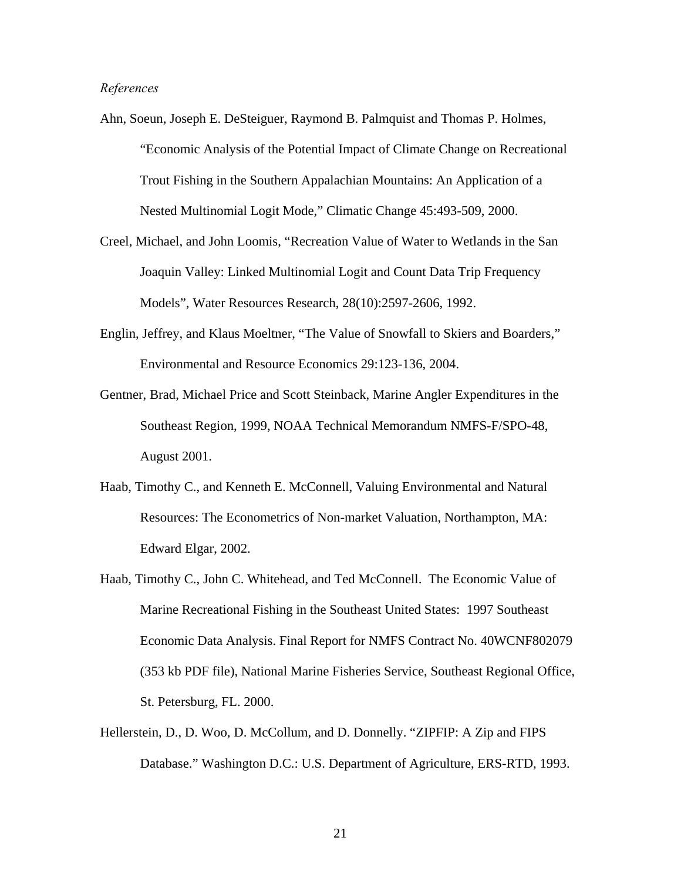*References*

Ahn, Soeun, Joseph E. DeSteiguer, Raymond B. Palmquist and Thomas P. Holmes, "Economic Analysis of the Potential Impact of Climate Change on Recreational Trout Fishing in the Southern Appalachian Mountains: An Application of a Nested Multinomial Logit Mode," Climatic Change 45:493-509, 2000.

Creel, Michael, and John Loomis, "Recreation Value of Water to Wetlands in the San Joaquin Valley: Linked Multinomial Logit and Count Data Trip Frequency Models", Water Resources Research, 28(10):2597-2606, 1992.

Englin, Jeffrey, and Klaus Moeltner, "The Value of Snowfall to Skiers and Boarders," Environmental and Resource Economics 29:123-136, 2004.

Gentner, Brad, Michael Price and Scott Steinback, Marine Angler Expenditures in the Southeast Region, 1999, NOAA Technical Memorandum NMFS-F/SPO-48, August 2001.

Haab, Timothy C., and Kenneth E. McConnell, Valuing Environmental and Natural Resources: The Econometrics of Non-market Valuation, Northampton, MA: Edward Elgar, 2002.

Haab, Timothy C., John C. Whitehead, and Ted McConnell. The Economic Value of Marine Recreational Fishing in the Southeast United States: 1997 Southeast Economic Data Analysis. Final Report for NMFS Contract No. 40WCNF802079 (353 kb PDF file), National Marine Fisheries Service, Southeast Regional Office, St. Petersburg, FL. 2000.

Hellerstein, D., D. Woo, D. McCollum, and D. Donnelly. "ZIPFIP: A Zip and FIPS Database." Washington D.C.: U.S. Department of Agriculture, ERS-RTD, 1993.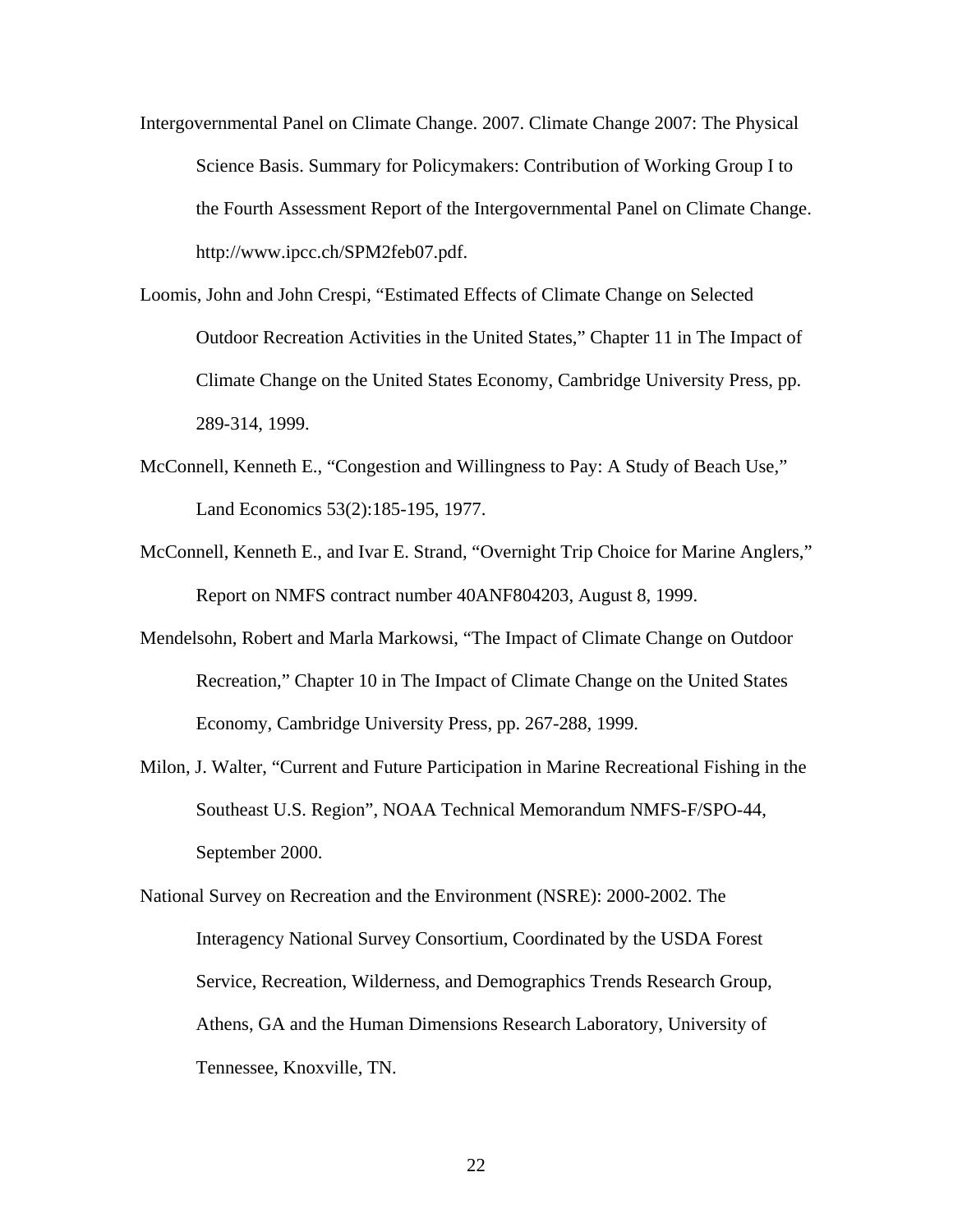Intergovernmental Panel on Climate Change. 2007. Climate Change 2007: The Physical Science Basis. Summary for Policymakers: Contribution of Working Group I to the Fourth Assessment Report of the Intergovernmental Panel on Climate Change. http://www.ipcc.ch/SPM2feb07.pdf.

Loomis, John and John Crespi, "Estimated Effects of Climate Change on Selected Outdoor Recreation Activities in the United States," Chapter 11 in The Impact of Climate Change on the United States Economy, Cambridge University Press, pp. 289-314, 1999.

McConnell, Kenneth E., "Congestion and Willingness to Pay: A Study of Beach Use," Land Economics 53(2):185-195, 1977.

McConnell, Kenneth E., and Ivar E. Strand, "Overnight Trip Choice for Marine Anglers," Report on NMFS contract number 40ANF804203, August 8, 1999.

Mendelsohn, Robert and Marla Markowsi, "The Impact of Climate Change on Outdoor Recreation," Chapter 10 in The Impact of Climate Change on the United States Economy, Cambridge University Press, pp. 267-288, 1999.

Milon, J. Walter, "Current and Future Participation in Marine Recreational Fishing in the Southeast U.S. Region", NOAA Technical Memorandum NMFS-F/SPO-44, September 2000.

National Survey on Recreation and the Environment (NSRE): 2000-2002. The Interagency National Survey Consortium, Coordinated by the USDA Forest Service, Recreation, Wilderness, and Demographics Trends Research Group, Athens, GA and the Human Dimensions Research Laboratory, University of Tennessee, Knoxville, TN.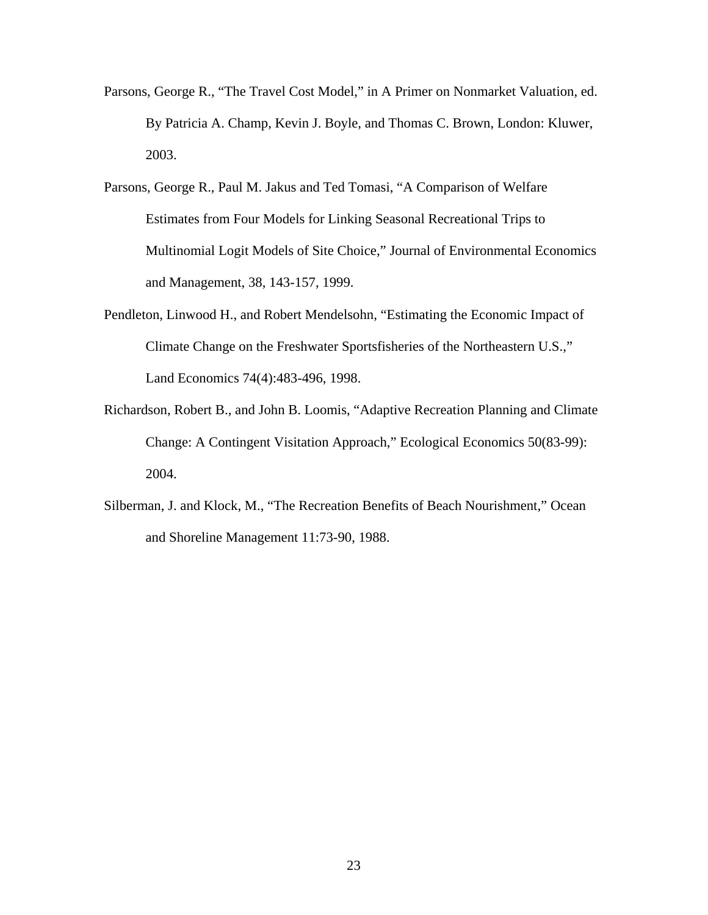Parsons, George R., “The Travel Cost Model,” in A Primer on Nonmarket Valuation, ed. By Patricia A. Champ, Kevin J. Boyle, and Thomas C. Brown, London: Kluwer, 2003.

Parsons, George R., Paul M. Jakus and Ted Tomasi, “A Comparison of Welfare Estimates from Four Models for Linking Seasonal Recreational Trips to Multinomial Logit Models of Site Choice,” Journal of Environmental Economics and Management, 38, 143-157, 1999.

Pendleton, Linwood H., and Robert Mendelsohn, “Estimating the Economic Impact of Climate Change on the Freshwater Sportsfisheries of the Northeastern U.S.,” Land Economics 74(4):483-496, 1998.

Richardson, Robert B., and John B. Loomis, “Adaptive Recreation Planning and Climate Change: A Contingent Visitation Approach,” Ecological Economics 50(83-99): 2004.

Silberman, J. and Klock, M., “The Recreation Benefits of Beach Nourishment,” Ocean and Shoreline Management 11:73-90, 1988.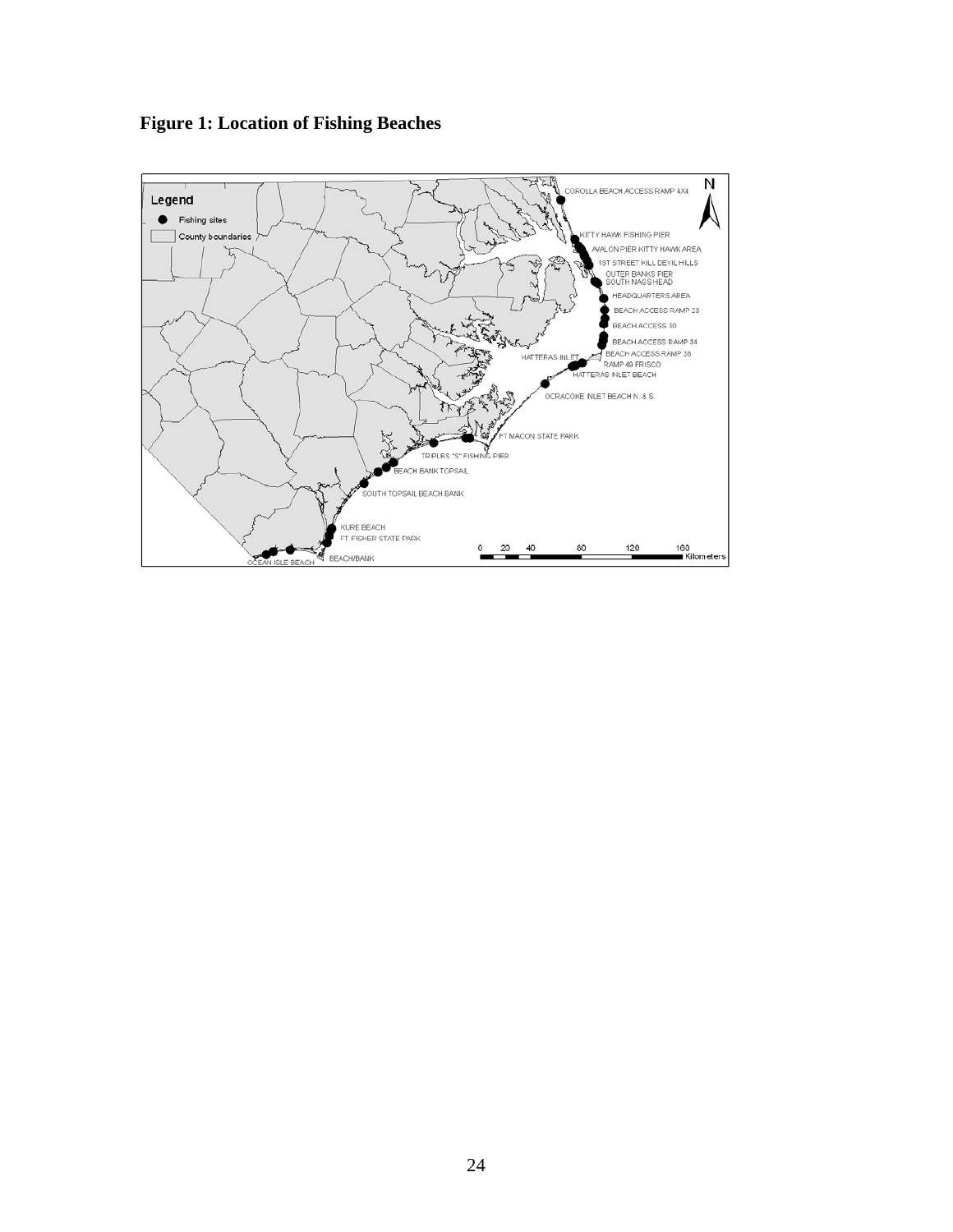**Figure 1: Location of Fishing Beaches**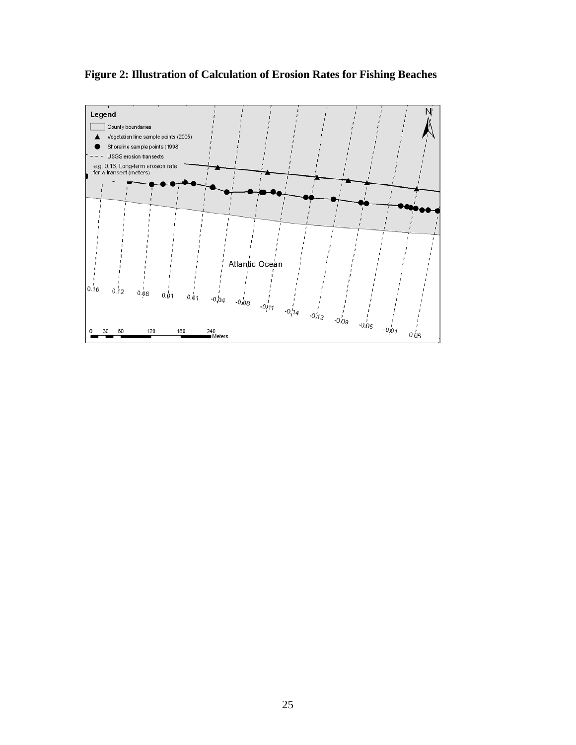**Figure 2: Illustration of Calculation of Erosion Rates for Fishing Beaches**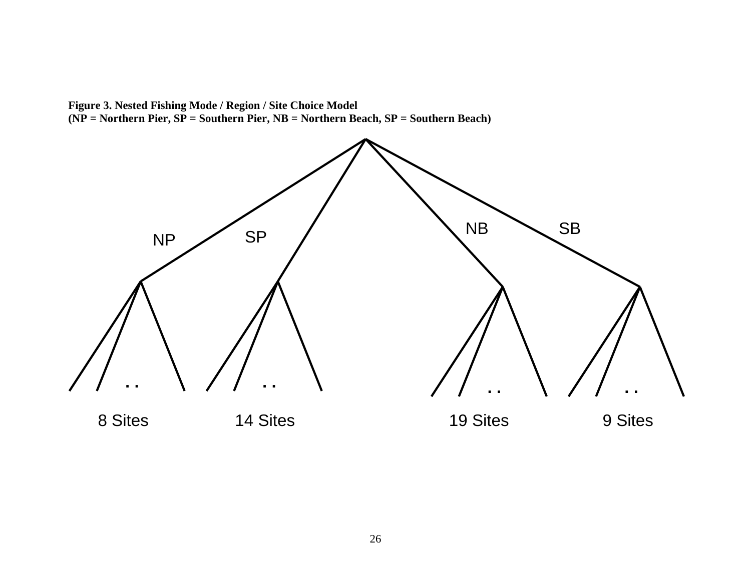**Figure 3. Nested Fishing Mode / Region / Site Choice Model**
**(NP = Northern Pier, SP = Southern Pier, NB = Northern Beach, SP = Southern Beach)**

NP SP NB SB

8 Sites 14 Sites 19 Sites 9 Sites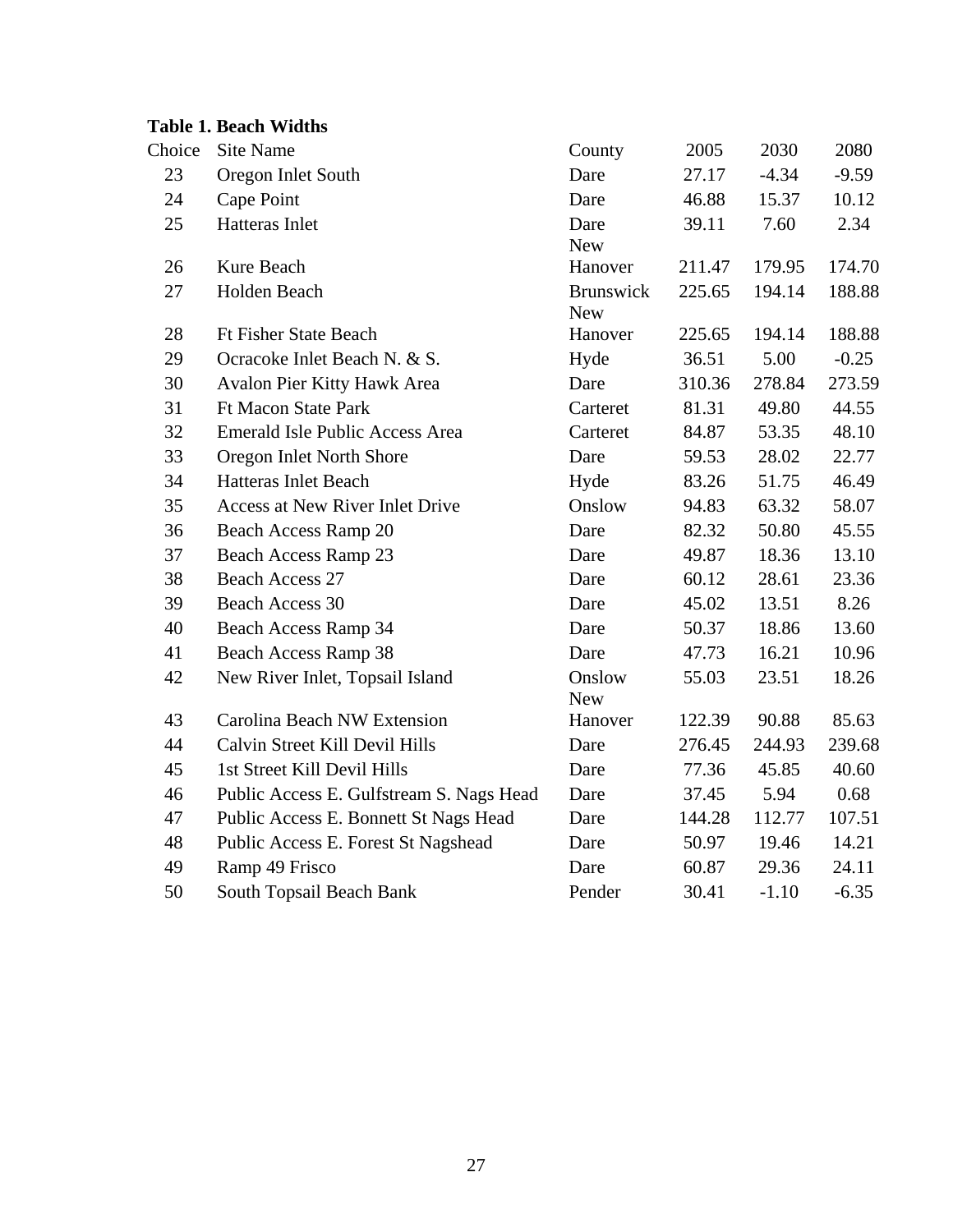**Table 1. Beach Widths**

| Choice | Site Name | County | 2005 | 2030 | 2080 |
|---|---|---|---|---|---|
| 23 | Oregon Inlet South | Dare | 27.17 | -4.34 | -9.59 |
| 24 | Cape Point | Dare | 46.88 | 15.37 | 10.12 |
| 25 | Hatteras Inlet | Dare | 39.11 | 7.60 | 2.34 |
| 26 | Kure Beach | New Hanover | 211.47 | 179.95 | 174.70 |
| 27 | Holden Beach | Brunswick | 225.65 | 194.14 | 188.88 |
| 28 | Ft Fisher State Beach | New Hanover | 225.65 | 194.14 | 188.88 |
| 29 | Ocracoke Inlet Beach N. & S. | Hyde | 36.51 | 5.00 | -0.25 |
| 30 | Avalon Pier Kitty Hawk Area | Dare | 310.36 | 278.84 | 273.59 |
| 31 | Ft Macon State Park | Carteret | 81.31 | 49.80 | 44.55 |
| 32 | Emerald Isle Public Access Area | Carteret | 84.87 | 53.35 | 48.10 |
| 33 | Oregon Inlet North Shore | Dare | 59.53 | 28.02 | 22.77 |
| 34 | Hatteras Inlet Beach | Hyde | 83.26 | 51.75 | 46.49 |
| 35 | Access at New River Inlet Drive | Onslow | 94.83 | 63.32 | 58.07 |
| 36 | Beach Access Ramp 20 | Dare | 82.32 | 50.80 | 45.55 |
| 37 | Beach Access Ramp 23 | Dare | 49.87 | 18.36 | 13.10 |
| 38 | Beach Access 27 | Dare | 60.12 | 28.61 | 23.36 |
| 39 | Beach Access 30 | Dare | 45.02 | 13.51 | 8.26 |
| 40 | Beach Access Ramp 34 | Dare | 50.37 | 18.86 | 13.60 |
| 41 | Beach Access Ramp 38 | Dare | 47.73 | 16.21 | 10.96 |
| 42 | New River Inlet, Topsail Island | Onslow | 55.03 | 23.51 | 18.26 |
| 43 | Carolina Beach NW Extension | New Hanover | 122.39 | 90.88 | 85.63 |
| 44 | Calvin Street Kill Devil Hills | Dare | 276.45 | 244.93 | 239.68 |
| 45 | 1st Street Kill Devil Hills | Dare | 77.36 | 45.85 | 40.60 |
| 46 | Public Access E. Gulfstream S. Nags Head | Dare | 37.45 | 5.94 | 0.68 |
| 47 | Public Access E. Bonnett St Nags Head | Dare | 144.28 | 112.77 | 107.51 |
| 48 | Public Access E. Forest St Nagshead | Dare | 50.97 | 19.46 | 14.21 |
| 49 | Ramp 49 Frisco | Dare | 60.87 | 29.36 | 24.11 |
| 50 | South Topsail Beach Bank | Pender | 30.41 | -1.10 | -6.35 |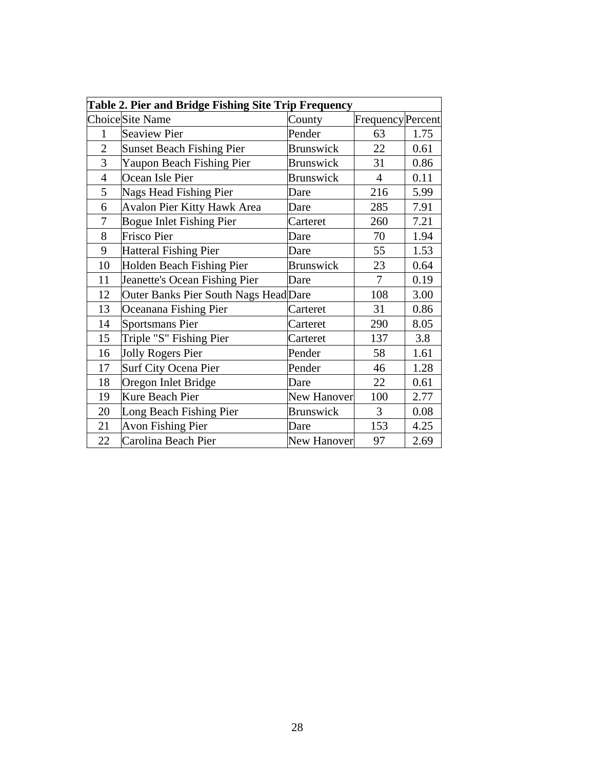**Table 2. Pier and Bridge Fishing Site Trip Frequency**

| Choice | Site Name | County | Frequency | Percent |
|---|---|---|---|---|
| 1 | Seaview Pier | Pender | 63 | 1.75 |
| 2 | Sunset Beach Fishing Pier | Brunswick | 22 | 0.61 |
| 3 | Yaupon Beach Fishing Pier | Brunswick | 31 | 0.86 |
| 4 | Ocean Isle Pier | Brunswick | 4 | 0.11 |
| 5 | Nags Head Fishing Pier | Dare | 216 | 5.99 |
| 6 | Avalon Pier Kitty Hawk Area | Dare | 285 | 7.91 |
| 7 | Bogue Inlet Fishing Pier | Carteret | 260 | 7.21 |
| 8 | Frisco Pier | Dare | 70 | 1.94 |
| 9 | Hatteral Fishing Pier | Dare | 55 | 1.53 |
| 10 | Holden Beach Fishing Pier | Brunswick | 23 | 0.64 |
| 11 | Jeanette's Ocean Fishing Pier | Dare | 7 | 0.19 |
| 12 | Outer Banks Pier South Nags Head | Dare | 108 | 3.00 |
| 13 | Oceanana Fishing Pier | Carteret | 31 | 0.86 |
| 14 | Sportsmans Pier | Carteret | 290 | 8.05 |
| 15 | Triple "S" Fishing Pier | Carteret | 137 | 3.8 |
| 16 | Jolly Rogers Pier | Pender | 58 | 1.61 |
| 17 | Surf City Ocena Pier | Pender | 46 | 1.28 |
| 18 | Oregon Inlet Bridge | Dare | 22 | 0.61 |
| 19 | Kure Beach Pier | New Hanover | 100 | 2.77 |
| 20 | Long Beach Fishing Pier | Brunswick | 3 | 0.08 |
| 21 | Avon Fishing Pier | Dare | 153 | 4.25 |
| 22 | Carolina Beach Pier | New Hanover | 97 | 2.69 |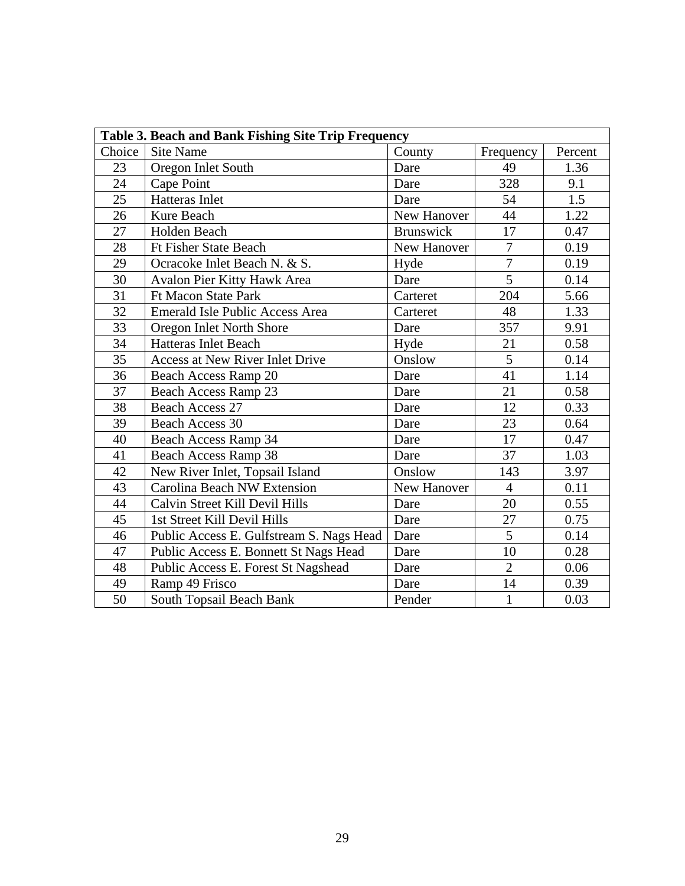**Table 3. Beach and Bank Fishing Site Trip Frequency**

| Choice | Site Name | County | Frequency | Percent |
|---|---|---|---|---|
| 23 | Oregon Inlet South | Dare | 49 | 1.36 |
| 24 | Cape Point | Dare | 328 | 9.1 |
| 25 | Hatteras Inlet | Dare | 54 | 1.5 |
| 26 | Kure Beach | New Hanover | 44 | 1.22 |
| 27 | Holden Beach | Brunswick | 17 | 0.47 |
| 28 | Ft Fisher State Beach | New Hanover | 7 | 0.19 |
| 29 | Ocracoke Inlet Beach N. & S. | Hyde | 7 | 0.19 |
| 30 | Avalon Pier Kitty Hawk Area | Dare | 5 | 0.14 |
| 31 | Ft Macon State Park | Carteret | 204 | 5.66 |
| 32 | Emerald Isle Public Access Area | Carteret | 48 | 1.33 |
| 33 | Oregon Inlet North Shore | Dare | 357 | 9.91 |
| 34 | Hatteras Inlet Beach | Hyde | 21 | 0.58 |
| 35 | Access at New River Inlet Drive | Onslow | 5 | 0.14 |
| 36 | Beach Access Ramp 20 | Dare | 41 | 1.14 |
| 37 | Beach Access Ramp 23 | Dare | 21 | 0.58 |
| 38 | Beach Access 27 | Dare | 12 | 0.33 |
| 39 | Beach Access 30 | Dare | 23 | 0.64 |
| 40 | Beach Access Ramp 34 | Dare | 17 | 0.47 |
| 41 | Beach Access Ramp 38 | Dare | 37 | 1.03 |
| 42 | New River Inlet, Topsail Island | Onslow | 143 | 3.97 |
| 43 | Carolina Beach NW Extension | New Hanover | 4 | 0.11 |
| 44 | Calvin Street Kill Devil Hills | Dare | 20 | 0.55 |
| 45 | 1st Street Kill Devil Hills | Dare | 27 | 0.75 |
| 46 | Public Access E. Gulfstream S. Nags Head | Dare | 5 | 0.14 |
| 47 | Public Access E. Bonnett St Nags Head | Dare | 10 | 0.28 |
| 48 | Public Access E. Forest St Nagshead | Dare | 2 | 0.06 |
| 49 | Ramp 49 Frisco | Dare | 14 | 0.39 |
| 50 | South Topsail Beach Bank | Pender | 1 | 0.03 |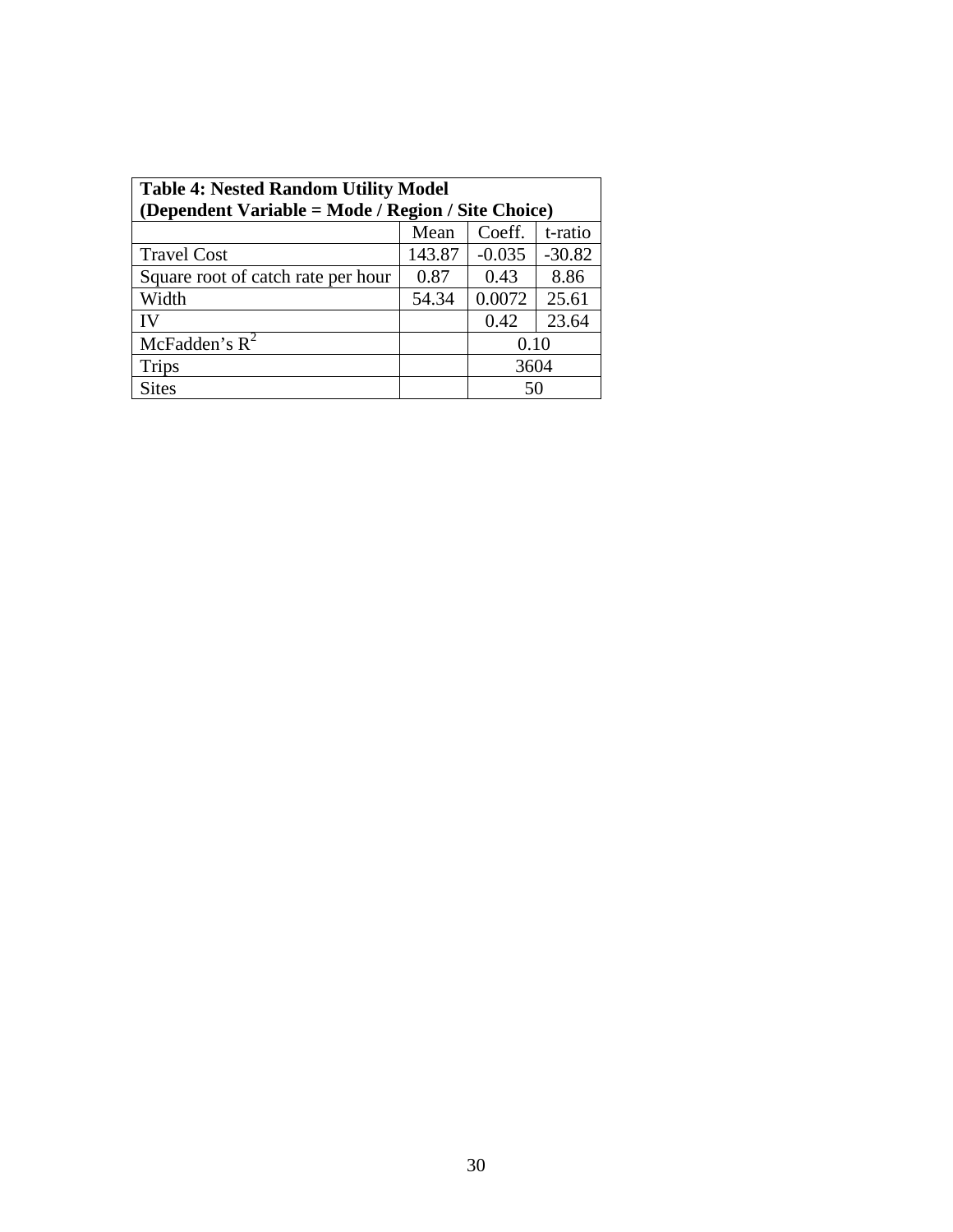**Table 4: Nested Random Utility Model (Dependent Variable = Mode / Region / Site Choice)**

| | Mean | Coeff. | t-ratio |
|---|---|---|---|
| Travel Cost | 143.87 | -0.035 | -30.82 |
| Square root of catch rate per hour | 0.87 | 0.43 | 8.86 |
| Width | 54.34 | 0.0072 | 25.61 |
| IV | | 0.42 | 23.64 |
| McFadden's $R^2$ | | 0.10 | |
| Trips | | 3604 | |
| Sites | | 50 | |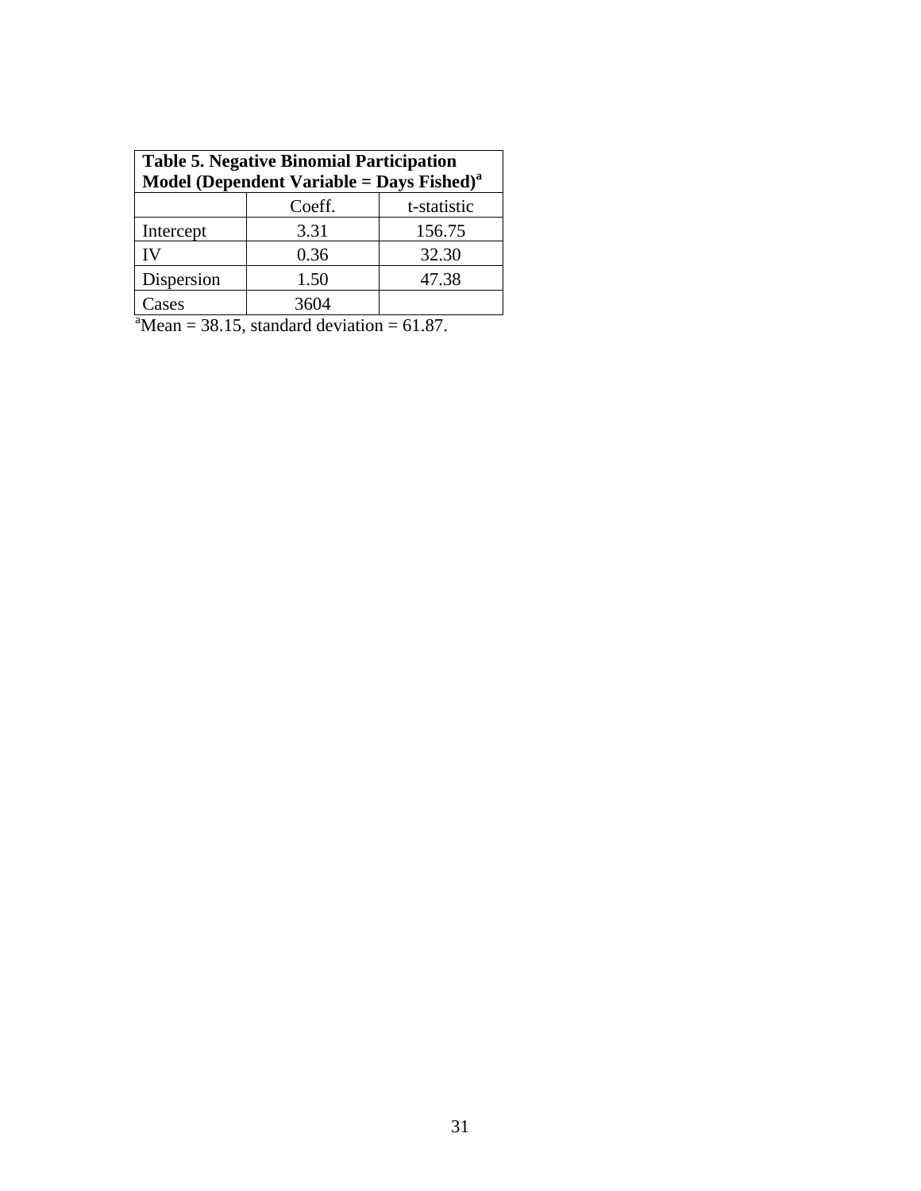**Table 5. Negative Binomial Participation Model (Dependent Variable = Days Fished)[a]**

| | Coeff. | t-statistic |
|---|---|---|
| Intercept | 3.31 | 156.75 |
| IV | 0.36 | 32.30 |
| Dispersion | 1.50 | 47.38 |
| Cases | 3604 | |

[a]Mean = 38.15, standard deviation = 61.87.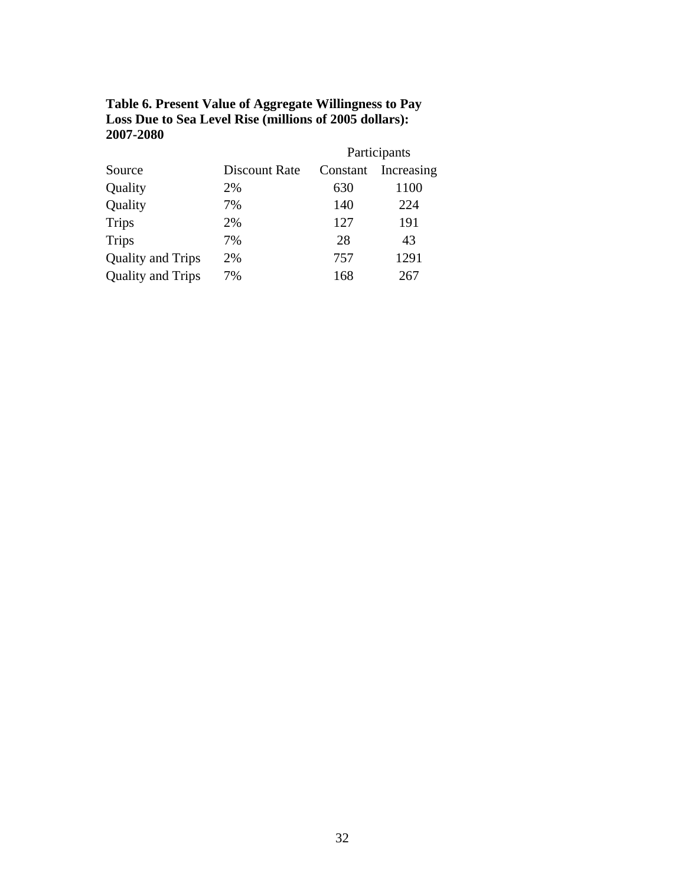**Table 6. Present Value of Aggregate Willingness to Pay Loss Due to Sea Level Rise (millions of 2005 dollars): 2007-2080**

| | | Participants | |
|---|---|---|---|
| Source | Discount Rate | Constant | Increasing |
| Quality | 2% | 630 | 1100 |
| Quality | 7% | 140 | 224 |
| Trips | 2% | 127 | 191 |
| Trips | 7% | 28 | 43 |
| Quality and Trips | 2% | 757 | 1291 |
| Quality and Trips | 7% | 168 | 267 |